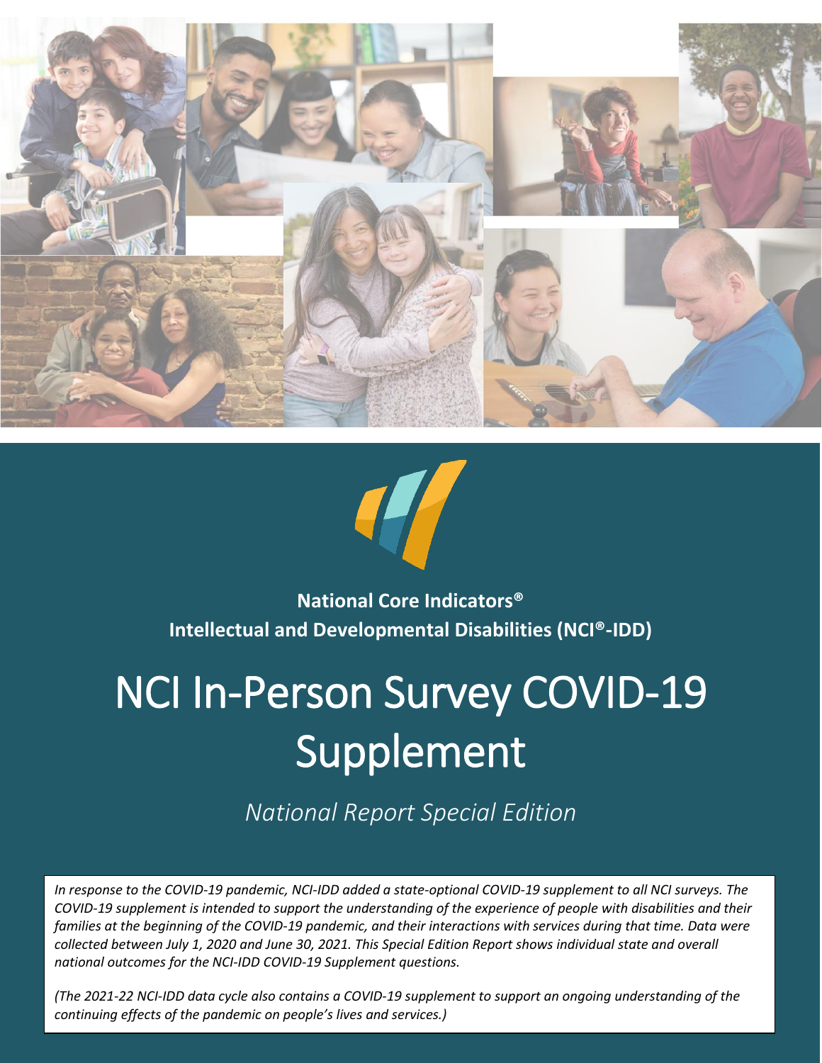**National Core Indicators®**
**Intellectual and Developmental Disabilities (NCI®-IDD)**

# NCI In-Person Survey COVID-19 Supplement

*National Report Special Edition*

*In response to the COVID-19 pandemic, NCI-IDD added a state-optional COVID-19 supplement to all NCI surveys. The COVID-19 supplement is intended to support the understanding of the experience of people with disabilities and their families at the beginning of the COVID-19 pandemic, and their interactions with services during that time. Data were collected between July 1, 2020 and June 30, 2021. This Special Edition Report shows individual state and overall national outcomes for the NCI-IDD COVID-19 Supplement questions.*

*(The 2021-22 NCI-IDD data cycle also contains a COVID-19 supplement to support an ongoing understanding of the continuing effects of the pandemic on people's lives and services.)*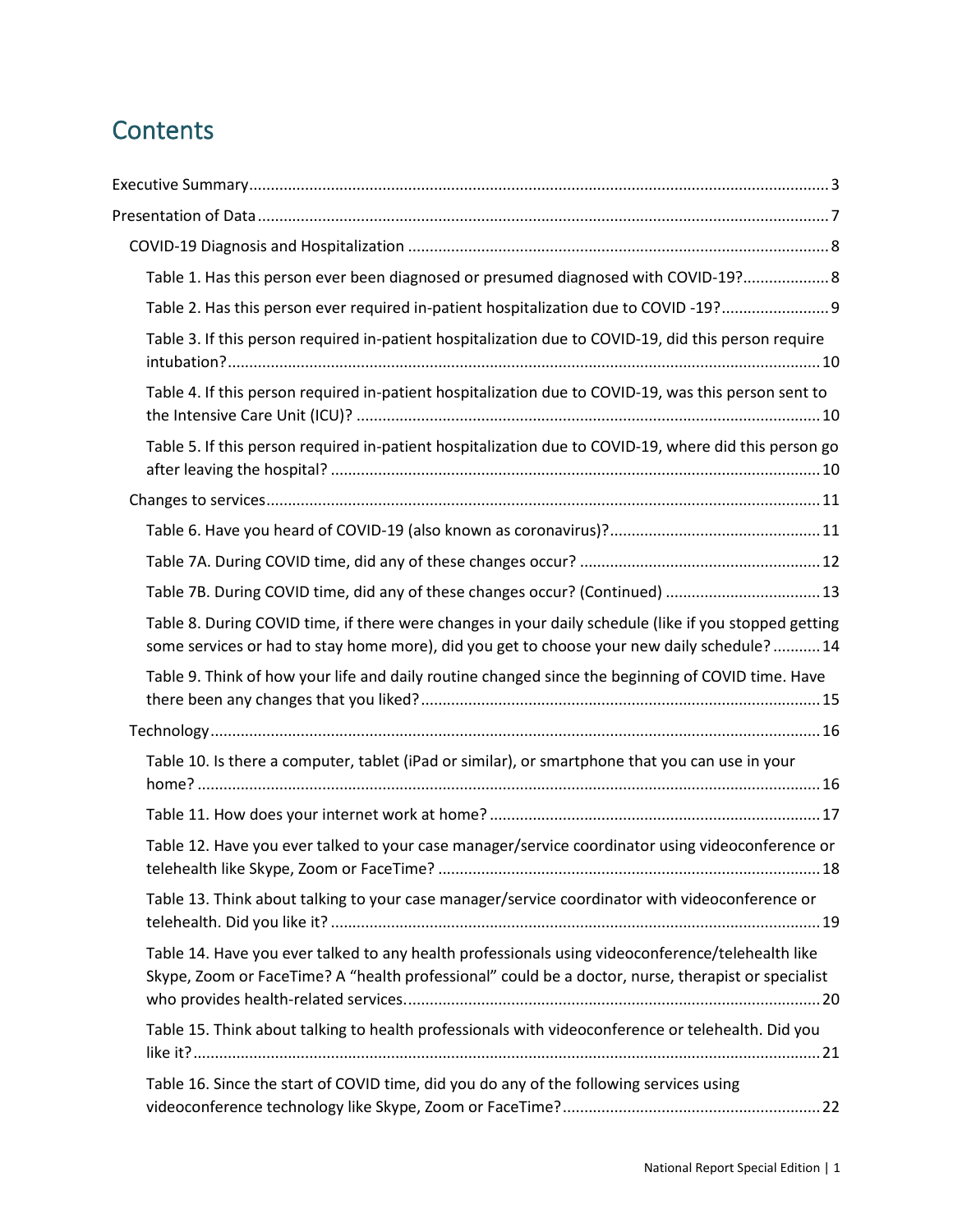# Contents

Executive Summary ..... 3

Presentation of Data ..... 7

- COVID-19 Diagnosis and Hospitalization ..... 8
  - Table 1. Has this person ever been diagnosed or presumed diagnosed with COVID-19? ..... 8
  - Table 2. Has this person ever required in-patient hospitalization due to COVID -19? ..... 9
  - Table 3. If this person required in-patient hospitalization due to COVID-19, did this person require intubation? ..... 10
  - Table 4. If this person required in-patient hospitalization due to COVID-19, was this person sent to the Intensive Care Unit (ICU)? ..... 10
  - Table 5. If this person required in-patient hospitalization due to COVID-19, where did this person go after leaving the hospital? ..... 10
- Changes to services ..... 11
  - Table 6. Have you heard of COVID-19 (also known as coronavirus)? ..... 11
  - Table 7A. During COVID time, did any of these changes occur? ..... 12
  - Table 7B. During COVID time, did any of these changes occur? (Continued) ..... 13
  - Table 8. During COVID time, if there were changes in your daily schedule (like if you stopped getting some services or had to stay home more), did you get to choose your new daily schedule? ..... 14
  - Table 9. Think of how your life and daily routine changed since the beginning of COVID time. Have there been any changes that you liked? ..... 15
- Technology ..... 16
  - Table 10. Is there a computer, tablet (iPad or similar), or smartphone that you can use in your home? ..... 16
  - Table 11. How does your internet work at home? ..... 17
  - Table 12. Have you ever talked to your case manager/service coordinator using videoconference or telehealth like Skype, Zoom or FaceTime? ..... 18
  - Table 13. Think about talking to your case manager/service coordinator with videoconference or telehealth. Did you like it? ..... 19
  - Table 14. Have you ever talked to any health professionals using videoconference/telehealth like Skype, Zoom or FaceTime? A "health professional" could be a doctor, nurse, therapist or specialist who provides health-related services. ..... 20
  - Table 15. Think about talking to health professionals with videoconference or telehealth. Did you like it? ..... 21
  - Table 16. Since the start of COVID time, did you do any of the following services using videoconference technology like Skype, Zoom or FaceTime? ..... 22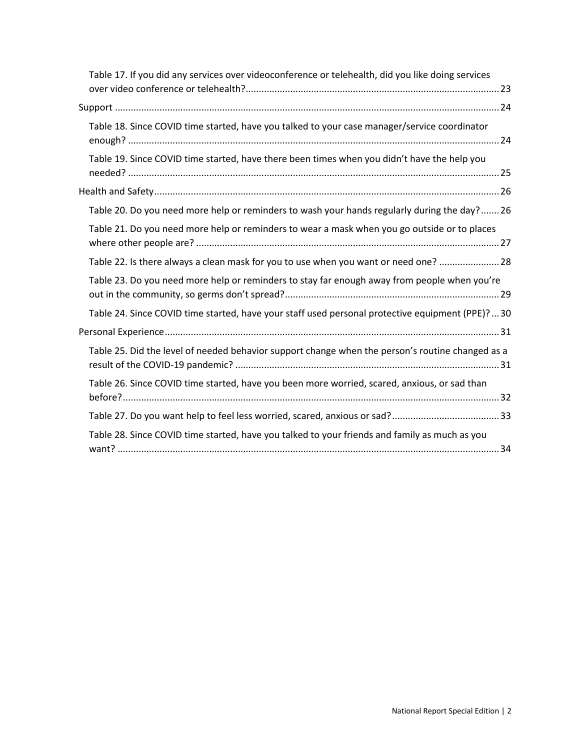Table 17. If you did any services over videoconference or telehealth, did you like doing services over video conference or telehealth? ..... 23

Support ..... 24

Table 18. Since COVID time started, have you talked to your case manager/service coordinator enough? ..... 24

Table 19. Since COVID time started, have there been times when you didn't have the help you needed? ..... 25

Health and Safety ..... 26

Table 20. Do you need more help or reminders to wash your hands regularly during the day? ..... 26

Table 21. Do you need more help or reminders to wear a mask when you go outside or to places where other people are? ..... 27

Table 22. Is there always a clean mask for you to use when you want or need one? ..... 28

Table 23. Do you need more help or reminders to stay far enough away from people when you're out in the community, so germs don't spread? ..... 29

Table 24. Since COVID time started, have your staff used personal protective equipment (PPE)? ..... 30

Personal Experience ..... 31

Table 25. Did the level of needed behavior support change when the person's routine changed as a result of the COVID-19 pandemic? ..... 31

Table 26. Since COVID time started, have you been more worried, scared, anxious, or sad than before? ..... 32

Table 27. Do you want help to feel less worried, scared, anxious or sad? ..... 33

Table 28. Since COVID time started, have you talked to your friends and family as much as you want? ..... 34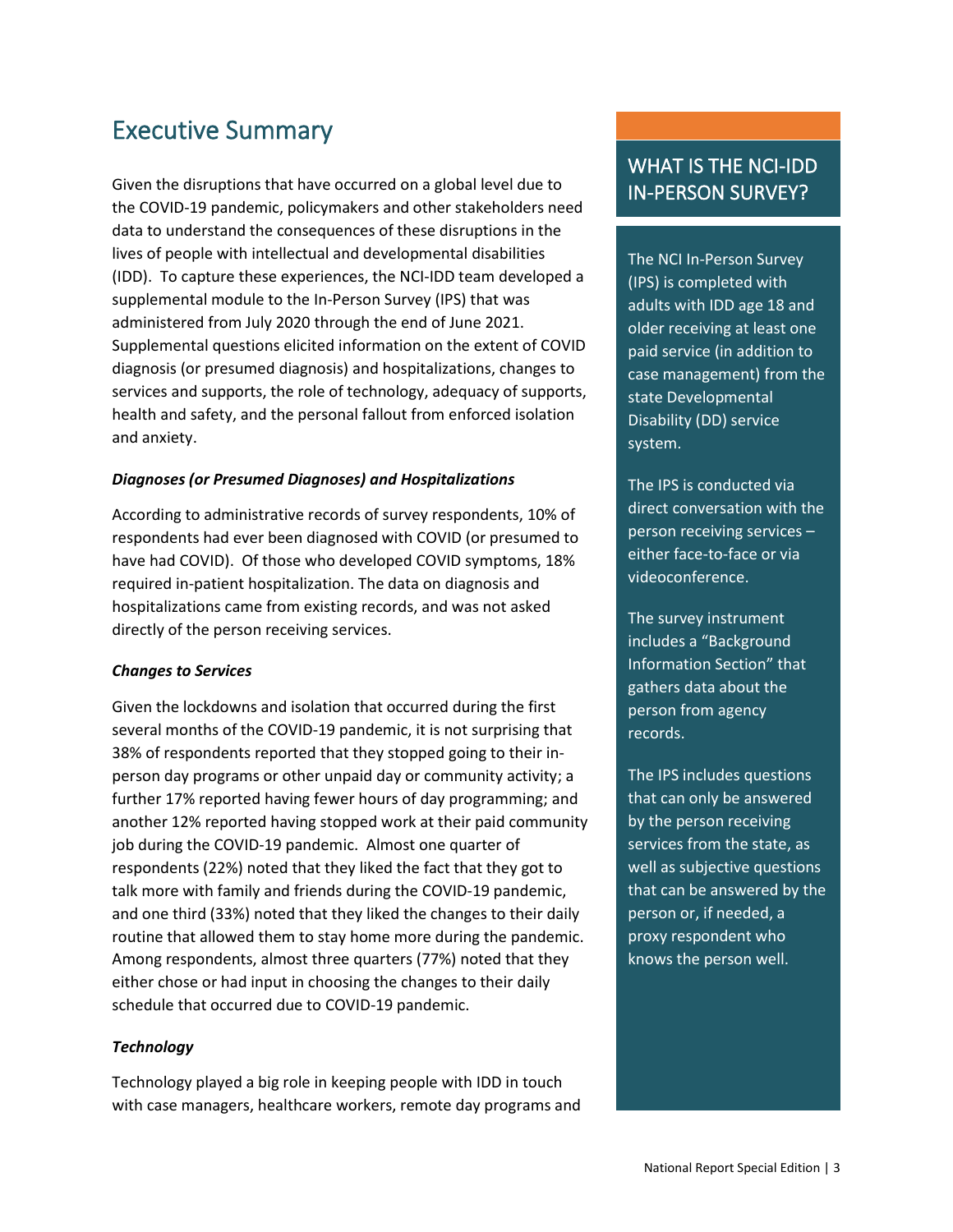# Executive Summary

Given the disruptions that have occurred on a global level due to the COVID-19 pandemic, policymakers and other stakeholders need data to understand the consequences of these disruptions in the lives of people with intellectual and developmental disabilities (IDD). To capture these experiences, the NCI-IDD team developed a supplemental module to the In-Person Survey (IPS) that was administered from July 2020 through the end of June 2021. Supplemental questions elicited information on the extent of COVID diagnosis (or presumed diagnosis) and hospitalizations, changes to services and supports, the role of technology, adequacy of supports, health and safety, and the personal fallout from enforced isolation and anxiety.

***Diagnoses (or Presumed Diagnoses) and Hospitalizations***

According to administrative records of survey respondents, 10% of respondents had ever been diagnosed with COVID (or presumed to have had COVID). Of those who developed COVID symptoms, 18% required in-patient hospitalization. The data on diagnosis and hospitalizations came from existing records, and was not asked directly of the person receiving services.

***Changes to Services***

Given the lockdowns and isolation that occurred during the first several months of the COVID-19 pandemic, it is not surprising that 38% of respondents reported that they stopped going to their in-person day programs or other unpaid day or community activity; a further 17% reported having fewer hours of day programming; and another 12% reported having stopped work at their paid community job during the COVID-19 pandemic. Almost one quarter of respondents (22%) noted that they liked the fact that they got to talk more with family and friends during the COVID-19 pandemic, and one third (33%) noted that they liked the changes to their daily routine that allowed them to stay home more during the pandemic. Among respondents, almost three quarters (77%) noted that they either chose or had input in choosing the changes to their daily schedule that occurred due to COVID-19 pandemic.

***Technology***

Technology played a big role in keeping people with IDD in touch with case managers, healthcare workers, remote day programs and

## WHAT IS THE NCI-IDD IN-PERSON SURVEY?

The NCI In-Person Survey (IPS) is completed with adults with IDD age 18 and older receiving at least one paid service (in addition to case management) from the state Developmental Disability (DD) service system.

The IPS is conducted via direct conversation with the person receiving services – either face-to-face or via videoconference.

The survey instrument includes a "Background Information Section" that gathers data about the person from agency records.

The IPS includes questions that can only be answered by the person receiving services from the state, as well as subjective questions that can be answered by the person or, if needed, a proxy respondent who knows the person well.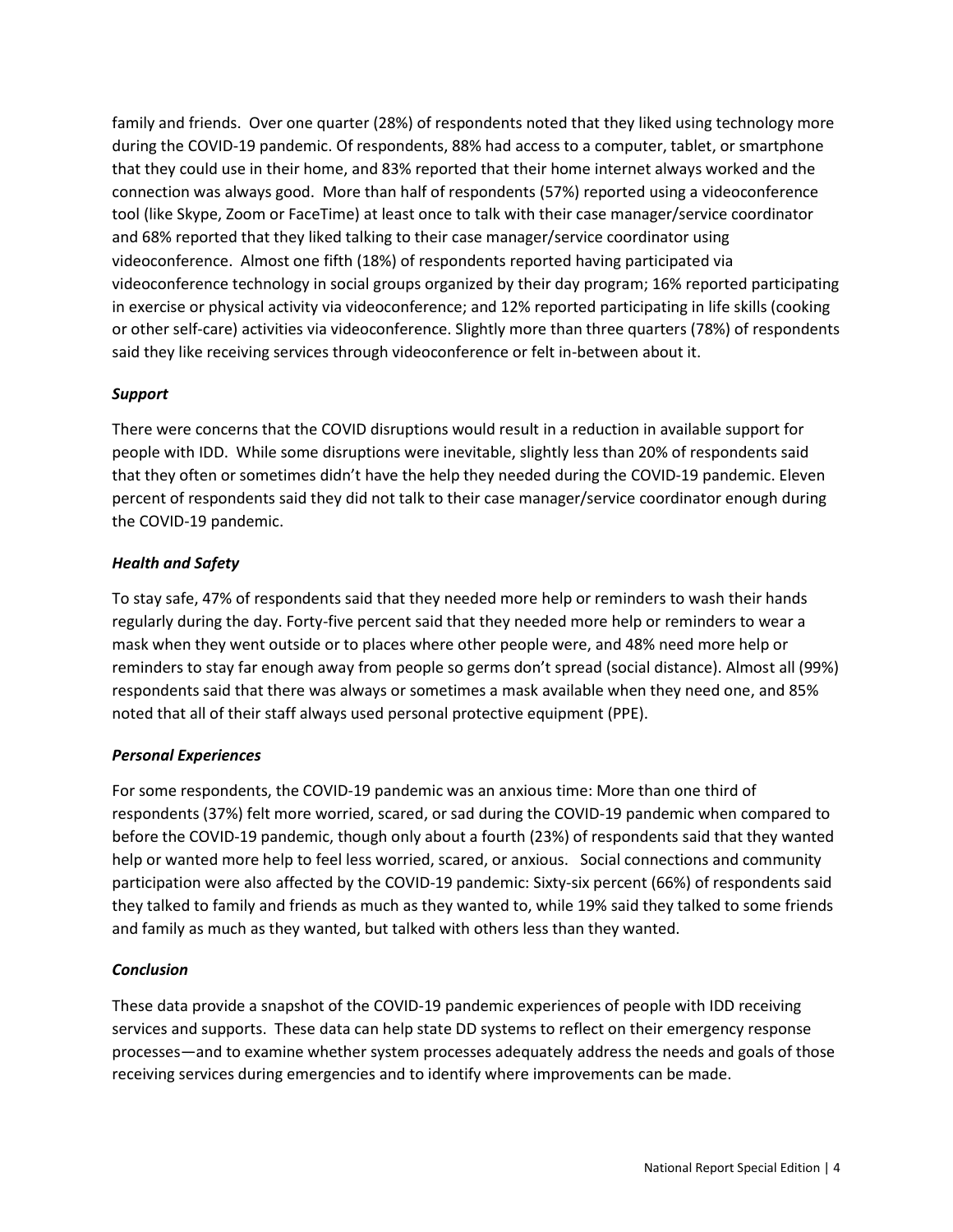family and friends. Over one quarter (28%) of respondents noted that they liked using technology more during the COVID-19 pandemic. Of respondents, 88% had access to a computer, tablet, or smartphone that they could use in their home, and 83% reported that their home internet always worked and the connection was always good. More than half of respondents (57%) reported using a videoconference tool (like Skype, Zoom or FaceTime) at least once to talk with their case manager/service coordinator and 68% reported that they liked talking to their case manager/service coordinator using videoconference. Almost one fifth (18%) of respondents reported having participated via videoconference technology in social groups organized by their day program; 16% reported participating in exercise or physical activity via videoconference; and 12% reported participating in life skills (cooking or other self-care) activities via videoconference. Slightly more than three quarters (78%) of respondents said they like receiving services through videoconference or felt in-between about it.

### *Support*

There were concerns that the COVID disruptions would result in a reduction in available support for people with IDD. While some disruptions were inevitable, slightly less than 20% of respondents said that they often or sometimes didn't have the help they needed during the COVID-19 pandemic. Eleven percent of respondents said they did not talk to their case manager/service coordinator enough during the COVID-19 pandemic.

### *Health and Safety*

To stay safe, 47% of respondents said that they needed more help or reminders to wash their hands regularly during the day. Forty-five percent said that they needed more help or reminders to wear a mask when they went outside or to places where other people were, and 48% need more help or reminders to stay far enough away from people so germs don't spread (social distance). Almost all (99%) respondents said that there was always or sometimes a mask available when they need one, and 85% noted that all of their staff always used personal protective equipment (PPE).

### *Personal Experiences*

For some respondents, the COVID-19 pandemic was an anxious time: More than one third of respondents (37%) felt more worried, scared, or sad during the COVID-19 pandemic when compared to before the COVID-19 pandemic, though only about a fourth (23%) of respondents said that they wanted help or wanted more help to feel less worried, scared, or anxious. Social connections and community participation were also affected by the COVID-19 pandemic: Sixty-six percent (66%) of respondents said they talked to family and friends as much as they wanted to, while 19% said they talked to some friends and family as much as they wanted, but talked with others less than they wanted.

### *Conclusion*

These data provide a snapshot of the COVID-19 pandemic experiences of people with IDD receiving services and supports. These data can help state DD systems to reflect on their emergency response processes—and to examine whether system processes adequately address the needs and goals of those receiving services during emergencies and to identify where improvements can be made.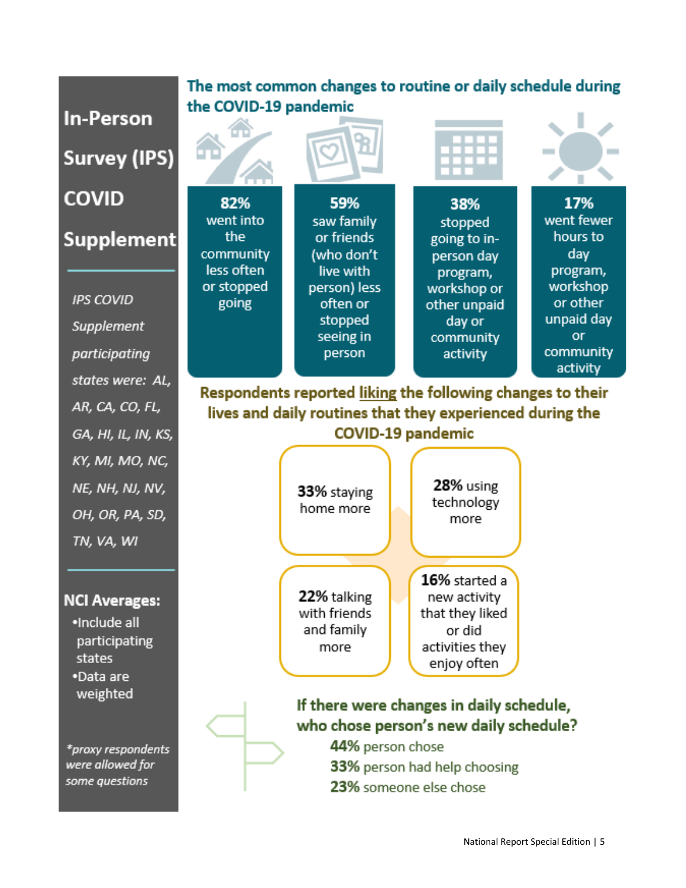# In-Person Survey (IPS) COVID Supplement

*IPS COVID Supplement participating states were: AL, AR, CA, CO, FL, GA, HI, IL, IN, KS, KY, MI, MO, NC, NE, NH, NJ, NV, OH, OR, PA, SD, TN, VA, WI*

**NCI Averages:**

- Include all participating states
- Data are weighted

*\*proxy respondents were allowed for some questions*

## The most common changes to routine or daily schedule during the COVID-19 pandemic

- **82%** went into the community less often or stopped going
- **59%** saw family or friends (who don't live with person) less often or stopped seeing in person
- **38%** stopped going to in-person day program, workshop or other unpaid day or community activity
- **17%** went fewer hours to day program, workshop or other unpaid day or community activity

## Respondents reported liking the following changes to their lives and daily routines that they experienced during the COVID-19 pandemic

- **33%** staying home more
- **28%** using technology more
- **22%** talking with friends and family more
- **16%** started a new activity that they liked or did activities they enjoy often

## If there were changes in daily schedule, who chose person's new daily schedule?

- **44%** person chose
- **33%** person had help choosing
- **23%** someone else chose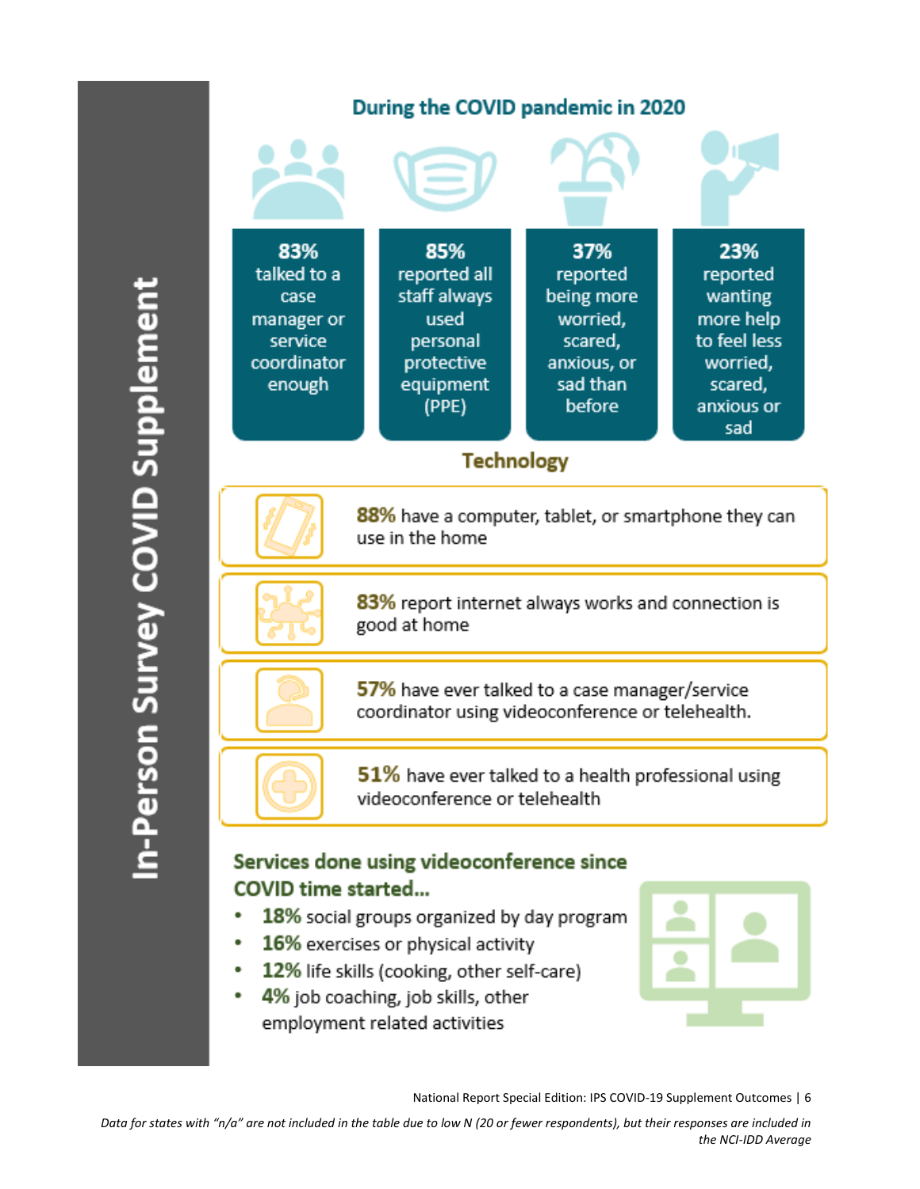# In-Person Survey COVID Supplement

## During the COVID pandemic in 2020

- **83%** talked to a case manager or service coordinator enough
- **85%** reported all staff always used personal protective equipment (PPE)
- **37%** reported being more worried, scared, anxious, or sad than before
- **23%** reported wanting more help to feel less worried, scared, anxious or sad

## Technology

- **88%** have a computer, tablet, or smartphone they can use in the home
- **83%** report internet always works and connection is good at home
- **57%** have ever talked to a case manager/service coordinator using videoconference or telehealth.
- **51%** have ever talked to a health professional using videoconference or telehealth

## Services done using videoconference since COVID time started...

- **18%** social groups organized by day program
- **16%** exercises or physical activity
- **12%** life skills (cooking, other self-care)
- **4%** job coaching, job skills, other employment related activities

*Data for states with "n/a" are not included in the table due to low N (20 or fewer respondents), but their responses are included in the NCI-IDD Average*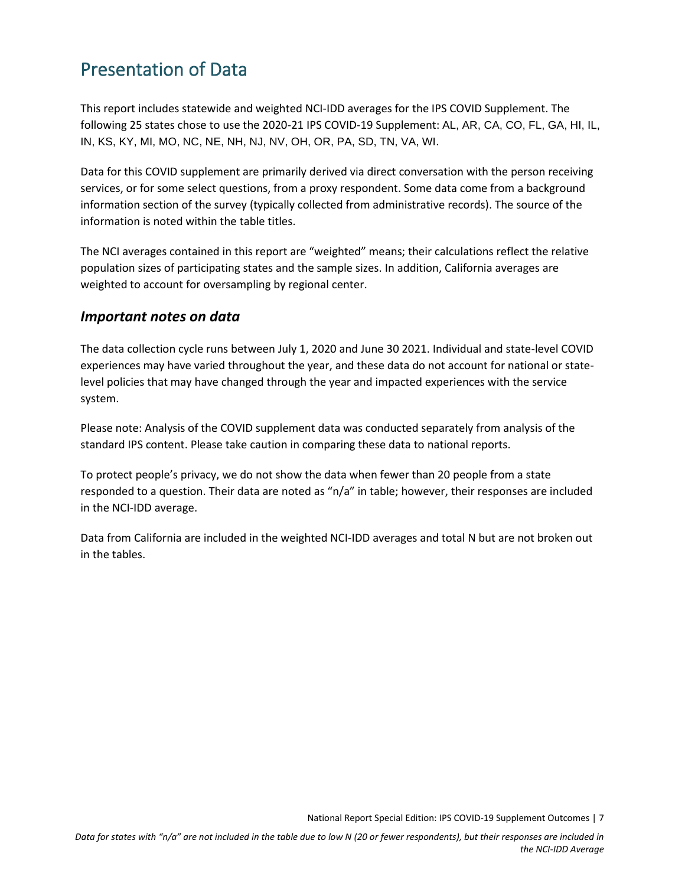# Presentation of Data

This report includes statewide and weighted NCI-IDD averages for the IPS COVID Supplement. The following 25 states chose to use the 2020-21 IPS COVID-19 Supplement: AL, AR, CA, CO, FL, GA, HI, IL, IN, KS, KY, MI, MO, NC, NE, NH, NJ, NV, OH, OR, PA, SD, TN, VA, WI.

Data for this COVID supplement are primarily derived via direct conversation with the person receiving services, or for some select questions, from a proxy respondent. Some data come from a background information section of the survey (typically collected from administrative records). The source of the information is noted within the table titles.

The NCI averages contained in this report are "weighted" means; their calculations reflect the relative population sizes of participating states and the sample sizes. In addition, California averages are weighted to account for oversampling by regional center.

## *Important notes on data*

The data collection cycle runs between July 1, 2020 and June 30 2021. Individual and state-level COVID experiences may have varied throughout the year, and these data do not account for national or state-level policies that may have changed through the year and impacted experiences with the service system.

Please note: Analysis of the COVID supplement data was conducted separately from analysis of the standard IPS content. Please take caution in comparing these data to national reports.

To protect people's privacy, we do not show the data when fewer than 20 people from a state responded to a question. Their data are noted as "n/a" in table; however, their responses are included in the NCI-IDD average.

Data from California are included in the weighted NCI-IDD averages and total N but are not broken out in the tables.

*Data for states with "n/a" are not included in the table due to low N (20 or fewer respondents), but their responses are included in the NCI-IDD Average*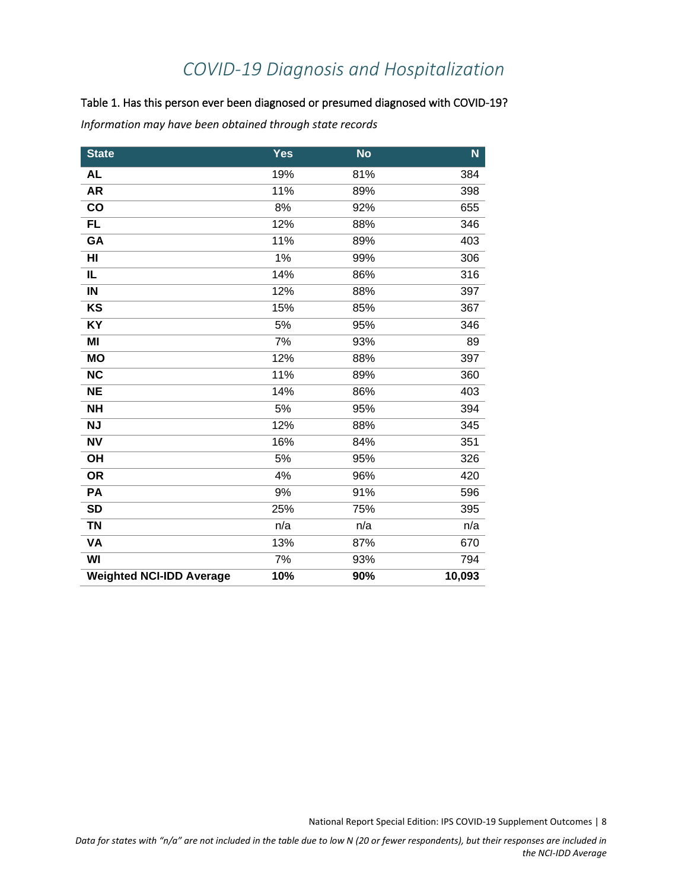# COVID-19 Diagnosis and Hospitalization

Table 1. Has this person ever been diagnosed or presumed diagnosed with COVID-19?

*Information may have been obtained through state records*

| State | Yes | No | N |
|---|---|---|---|
| **AL** | 19% | 81% | 384 |
| **AR** | 11% | 89% | 398 |
| **CO** | 8% | 92% | 655 |
| **FL** | 12% | 88% | 346 |
| **GA** | 11% | 89% | 403 |
| **HI** | 1% | 99% | 306 |
| **IL** | 14% | 86% | 316 |
| **IN** | 12% | 88% | 397 |
| **KS** | 15% | 85% | 367 |
| **KY** | 5% | 95% | 346 |
| **MI** | 7% | 93% | 89 |
| **MO** | 12% | 88% | 397 |
| **NC** | 11% | 89% | 360 |
| **NE** | 14% | 86% | 403 |
| **NH** | 5% | 95% | 394 |
| **NJ** | 12% | 88% | 345 |
| **NV** | 16% | 84% | 351 |
| **OH** | 5% | 95% | 326 |
| **OR** | 4% | 96% | 420 |
| **PA** | 9% | 91% | 596 |
| **SD** | 25% | 75% | 395 |
| **TN** | n/a | n/a | n/a |
| **VA** | 13% | 87% | 670 |
| **WI** | 7% | 93% | 794 |
| **Weighted NCI-IDD Average** | **10%** | **90%** | **10,093** |

*Data for states with "n/a" are not included in the table due to low N (20 or fewer respondents), but their responses are included in the NCI-IDD Average*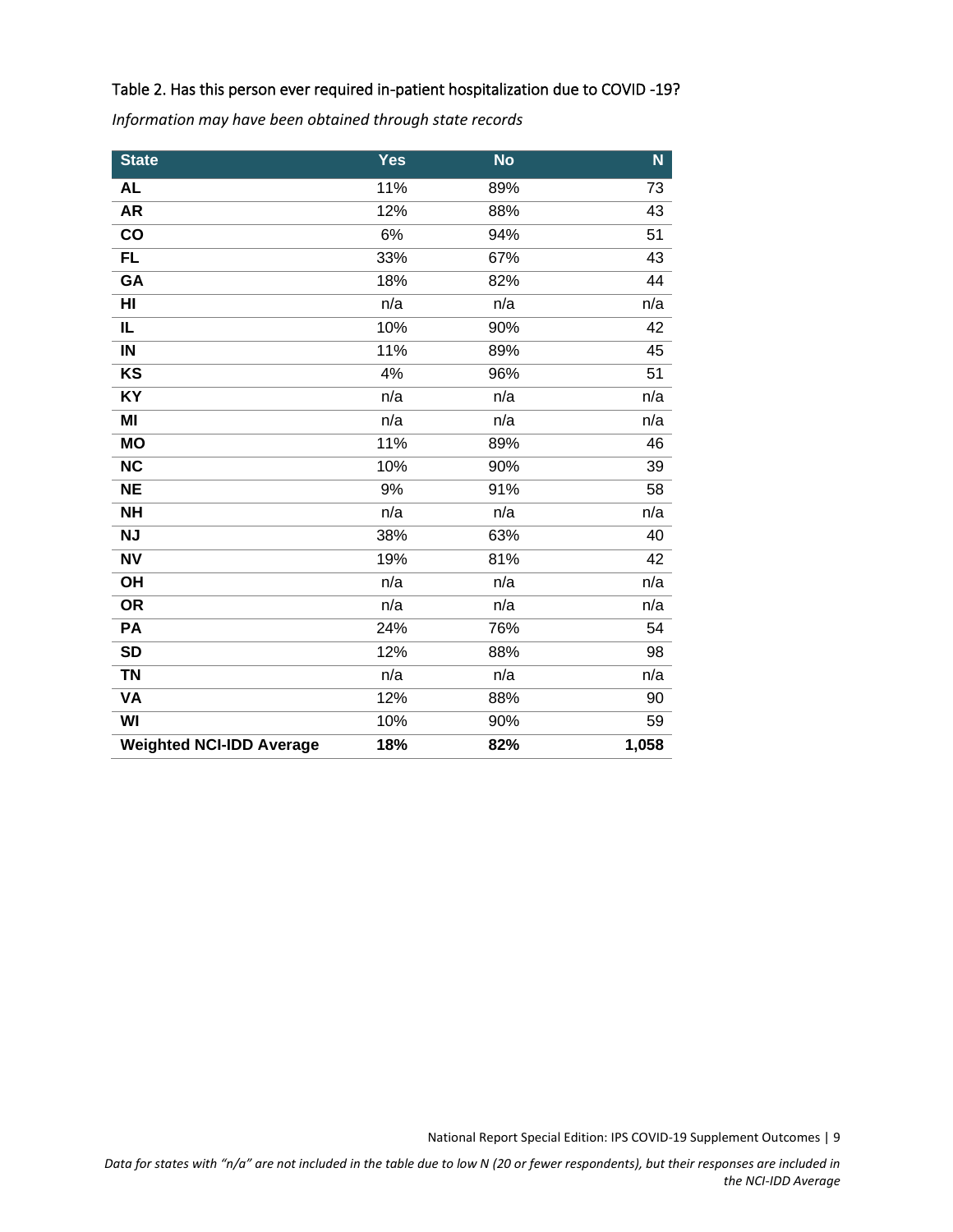Table 2. Has this person ever required in-patient hospitalization due to COVID -19?

*Information may have been obtained through state records*

| State | Yes | No | N |
|---|---|---|---|
| **AL** | 11% | 89% | 73 |
| **AR** | 12% | 88% | 43 |
| **CO** | 6% | 94% | 51 |
| **FL** | 33% | 67% | 43 |
| **GA** | 18% | 82% | 44 |
| **HI** | n/a | n/a | n/a |
| **IL** | 10% | 90% | 42 |
| **IN** | 11% | 89% | 45 |
| **KS** | 4% | 96% | 51 |
| **KY** | n/a | n/a | n/a |
| **MI** | n/a | n/a | n/a |
| **MO** | 11% | 89% | 46 |
| **NC** | 10% | 90% | 39 |
| **NE** | 9% | 91% | 58 |
| **NH** | n/a | n/a | n/a |
| **NJ** | 38% | 63% | 40 |
| **NV** | 19% | 81% | 42 |
| **OH** | n/a | n/a | n/a |
| **OR** | n/a | n/a | n/a |
| **PA** | 24% | 76% | 54 |
| **SD** | 12% | 88% | 98 |
| **TN** | n/a | n/a | n/a |
| **VA** | 12% | 88% | 90 |
| **WI** | 10% | 90% | 59 |
| **Weighted NCI-IDD Average** | **18%** | **82%** | **1,058** |

*Data for states with "n/a" are not included in the table due to low N (20 or fewer respondents), but their responses are included in the NCI-IDD Average*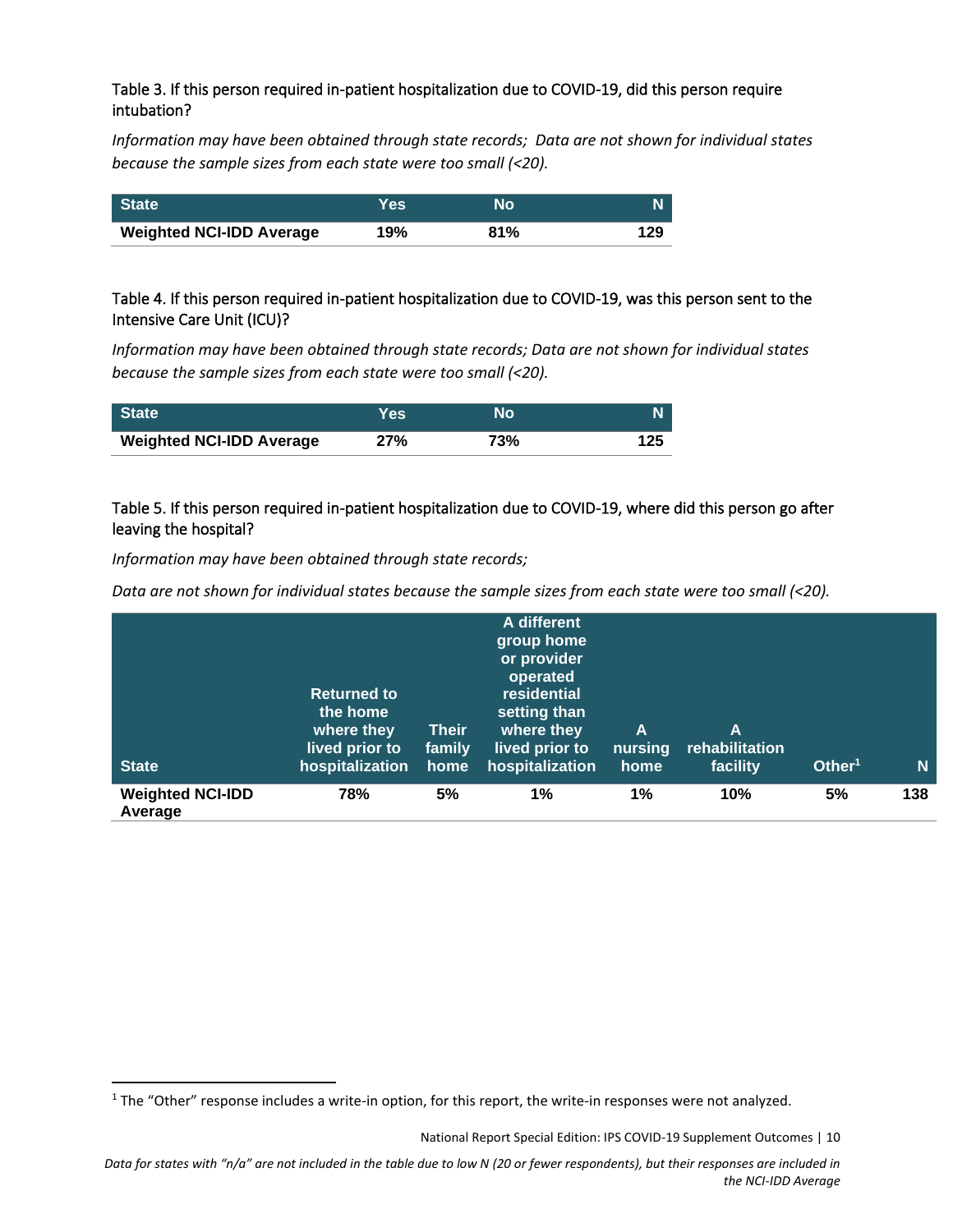Table 3. If this person required in-patient hospitalization due to COVID-19, did this person require intubation?

*Information may have been obtained through state records; Data are not shown for individual states because the sample sizes from each state were too small (<20).*

| State | Yes | No | N |
|---|---|---|---|
| **Weighted NCI-IDD Average** | **19%** | **81%** | **129** |

Table 4. If this person required in-patient hospitalization due to COVID-19, was this person sent to the Intensive Care Unit (ICU)?

*Information may have been obtained through state records; Data are not shown for individual states because the sample sizes from each state were too small (<20).*

| State | Yes | No | N |
|---|---|---|---|
| **Weighted NCI-IDD Average** | **27%** | **73%** | **125** |

Table 5. If this person required in-patient hospitalization due to COVID-19, where did this person go after leaving the hospital?

*Information may have been obtained through state records;*

*Data are not shown for individual states because the sample sizes from each state were too small (<20).*

| State | Returned to the home where they lived prior to hospitalization | Their family home | A different group home or provider operated residential setting than where they lived prior to hospitalization | A nursing home | A rehabilitation facility | Other[1] | N |
|---|---|---|---|---|---|---|---|
| **Weighted NCI-IDD Average** | **78%** | **5%** | **1%** | **1%** | **10%** | **5%** | **138** |

[1] The "Other" response includes a write-in option, for this report, the write-in responses were not analyzed.

*Data for states with "n/a" are not included in the table due to low N (20 or fewer respondents), but their responses are included in the NCI-IDD Average*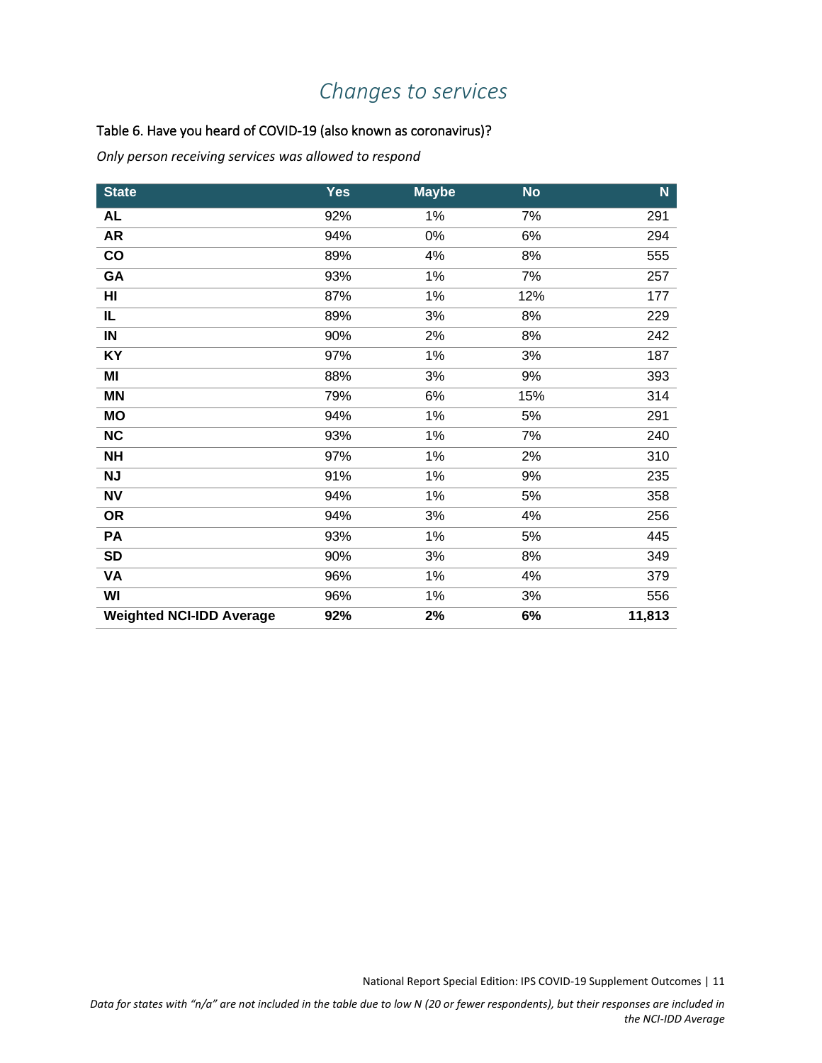# Changes to services

Table 6. Have you heard of COVID-19 (also known as coronavirus)?

*Only person receiving services was allowed to respond*

| State | Yes | Maybe | No | N |
|---|---|---|---|---|
| **AL** | 92% | 1% | 7% | 291 |
| **AR** | 94% | 0% | 6% | 294 |
| **CO** | 89% | 4% | 8% | 555 |
| **GA** | 93% | 1% | 7% | 257 |
| **HI** | 87% | 1% | 12% | 177 |
| **IL** | 89% | 3% | 8% | 229 |
| **IN** | 90% | 2% | 8% | 242 |
| **KY** | 97% | 1% | 3% | 187 |
| **MI** | 88% | 3% | 9% | 393 |
| **MN** | 79% | 6% | 15% | 314 |
| **MO** | 94% | 1% | 5% | 291 |
| **NC** | 93% | 1% | 7% | 240 |
| **NH** | 97% | 1% | 2% | 310 |
| **NJ** | 91% | 1% | 9% | 235 |
| **NV** | 94% | 1% | 5% | 358 |
| **OR** | 94% | 3% | 4% | 256 |
| **PA** | 93% | 1% | 5% | 445 |
| **SD** | 90% | 3% | 8% | 349 |
| **VA** | 96% | 1% | 4% | 379 |
| **WI** | 96% | 1% | 3% | 556 |
| **Weighted NCI-IDD Average** | **92%** | **2%** | **6%** | **11,813** |

*Data for states with "n/a" are not included in the table due to low N (20 or fewer respondents), but their responses are included in the NCI-IDD Average*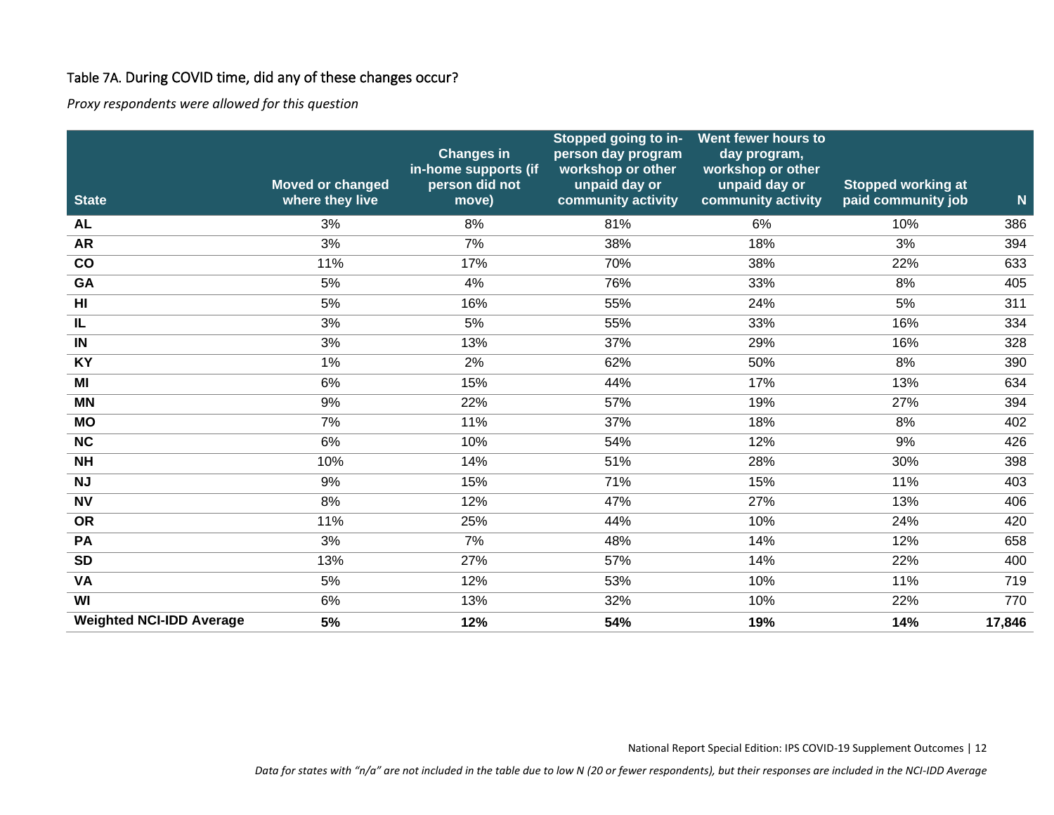Table 7A. During COVID time, did any of these changes occur?

*Proxy respondents were allowed for this question*

| State | Moved or changed where they live | Changes in in-home supports (if person did not move) | Stopped going to in-person day program workshop or other unpaid day or community activity | Went fewer hours to day program, workshop or other unpaid day or community activity | Stopped working at paid community job | N |
|---|---|---|---|---|---|---|
| **AL** | 3% | 8% | 81% | 6% | 10% | 386 |
| **AR** | 3% | 7% | 38% | 18% | 3% | 394 |
| **CO** | 11% | 17% | 70% | 38% | 22% | 633 |
| **GA** | 5% | 4% | 76% | 33% | 8% | 405 |
| **HI** | 5% | 16% | 55% | 24% | 5% | 311 |
| **IL** | 3% | 5% | 55% | 33% | 16% | 334 |
| **IN** | 3% | 13% | 37% | 29% | 16% | 328 |
| **KY** | 1% | 2% | 62% | 50% | 8% | 390 |
| **MI** | 6% | 15% | 44% | 17% | 13% | 634 |
| **MN** | 9% | 22% | 57% | 19% | 27% | 394 |
| **MO** | 7% | 11% | 37% | 18% | 8% | 402 |
| **NC** | 6% | 10% | 54% | 12% | 9% | 426 |
| **NH** | 10% | 14% | 51% | 28% | 30% | 398 |
| **NJ** | 9% | 15% | 71% | 15% | 11% | 403 |
| **NV** | 8% | 12% | 47% | 27% | 13% | 406 |
| **OR** | 11% | 25% | 44% | 10% | 24% | 420 |
| **PA** | 3% | 7% | 48% | 14% | 12% | 658 |
| **SD** | 13% | 27% | 57% | 14% | 22% | 400 |
| **VA** | 5% | 12% | 53% | 10% | 11% | 719 |
| **WI** | 6% | 13% | 32% | 10% | 22% | 770 |
| **Weighted NCI-IDD Average** | **5%** | **12%** | **54%** | **19%** | **14%** | **17,846** |

*Data for states with "n/a" are not included in the table due to low N (20 or fewer respondents), but their responses are included in the NCI-IDD Average*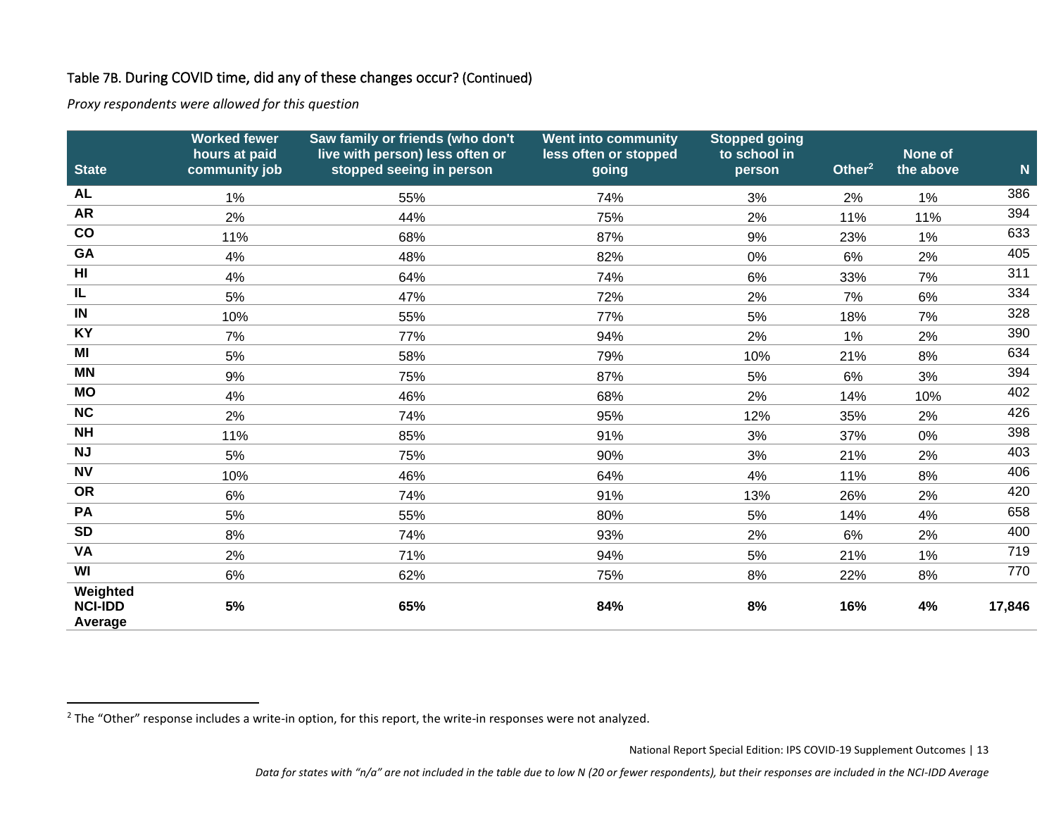Table 7B. During COVID time, did any of these changes occur? (Continued)

*Proxy respondents were allowed for this question*

| State | Worked fewer hours at paid community job | Saw family or friends (who don't live with person) less often or stopped seeing in person | Went into community less often or stopped going | Stopped going to school in person | Other[2] | None of the above | N |
|---|---|---|---|---|---|---|---|
| AL | 1% | 55% | 74% | 3% | 2% | 1% | 386 |
| AR | 2% | 44% | 75% | 2% | 11% | 11% | 394 |
| CO | 11% | 68% | 87% | 9% | 23% | 1% | 633 |
| GA | 4% | 48% | 82% | 0% | 6% | 2% | 405 |
| HI | 4% | 64% | 74% | 6% | 33% | 7% | 311 |
| IL | 5% | 47% | 72% | 2% | 7% | 6% | 334 |
| IN | 10% | 55% | 77% | 5% | 18% | 7% | 328 |
| KY | 7% | 77% | 94% | 2% | 1% | 2% | 390 |
| MI | 5% | 58% | 79% | 10% | 21% | 8% | 634 |
| MN | 9% | 75% | 87% | 5% | 6% | 3% | 394 |
| MO | 4% | 46% | 68% | 2% | 14% | 10% | 402 |
| NC | 2% | 74% | 95% | 12% | 35% | 2% | 426 |
| NH | 11% | 85% | 91% | 3% | 37% | 0% | 398 |
| NJ | 5% | 75% | 90% | 3% | 21% | 2% | 403 |
| NV | 10% | 46% | 64% | 4% | 11% | 8% | 406 |
| OR | 6% | 74% | 91% | 13% | 26% | 2% | 420 |
| PA | 5% | 55% | 80% | 5% | 14% | 4% | 658 |
| SD | 8% | 74% | 93% | 2% | 6% | 2% | 400 |
| VA | 2% | 71% | 94% | 5% | 21% | 1% | 719 |
| WI | 6% | 62% | 75% | 8% | 22% | 8% | 770 |
| **Weighted NCI-IDD Average** | **5%** | **65%** | **84%** | **8%** | **16%** | **4%** | **17,846** |

[2] The "Other" response includes a write-in option, for this report, the write-in responses were not analyzed.

*Data for states with "n/a" are not included in the table due to low N (20 or fewer respondents), but their responses are included in the NCI-IDD Average*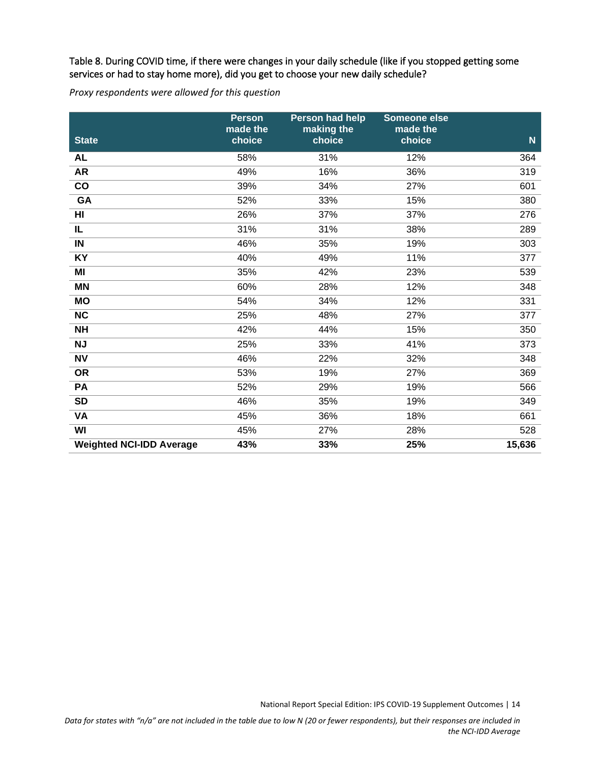Table 8. During COVID time, if there were changes in your daily schedule (like if you stopped getting some services or had to stay home more), did you get to choose your new daily schedule?

*Proxy respondents were allowed for this question*

| State | Person made the choice | Person had help making the choice | Someone else made the choice | N |
|---|---|---|---|---|
| **AL** | 58% | 31% | 12% | 364 |
| **AR** | 49% | 16% | 36% | 319 |
| **CO** | 39% | 34% | 27% | 601 |
| **GA** | 52% | 33% | 15% | 380 |
| **HI** | 26% | 37% | 37% | 276 |
| **IL** | 31% | 31% | 38% | 289 |
| **IN** | 46% | 35% | 19% | 303 |
| **KY** | 40% | 49% | 11% | 377 |
| **MI** | 35% | 42% | 23% | 539 |
| **MN** | 60% | 28% | 12% | 348 |
| **MO** | 54% | 34% | 12% | 331 |
| **NC** | 25% | 48% | 27% | 377 |
| **NH** | 42% | 44% | 15% | 350 |
| **NJ** | 25% | 33% | 41% | 373 |
| **NV** | 46% | 22% | 32% | 348 |
| **OR** | 53% | 19% | 27% | 369 |
| **PA** | 52% | 29% | 19% | 566 |
| **SD** | 46% | 35% | 19% | 349 |
| **VA** | 45% | 36% | 18% | 661 |
| **WI** | 45% | 27% | 28% | 528 |
| **Weighted NCI-IDD Average** | **43%** | **33%** | **25%** | **15,636** |

*Data for states with "n/a" are not included in the table due to low N (20 or fewer respondents), but their responses are included in the NCI-IDD Average*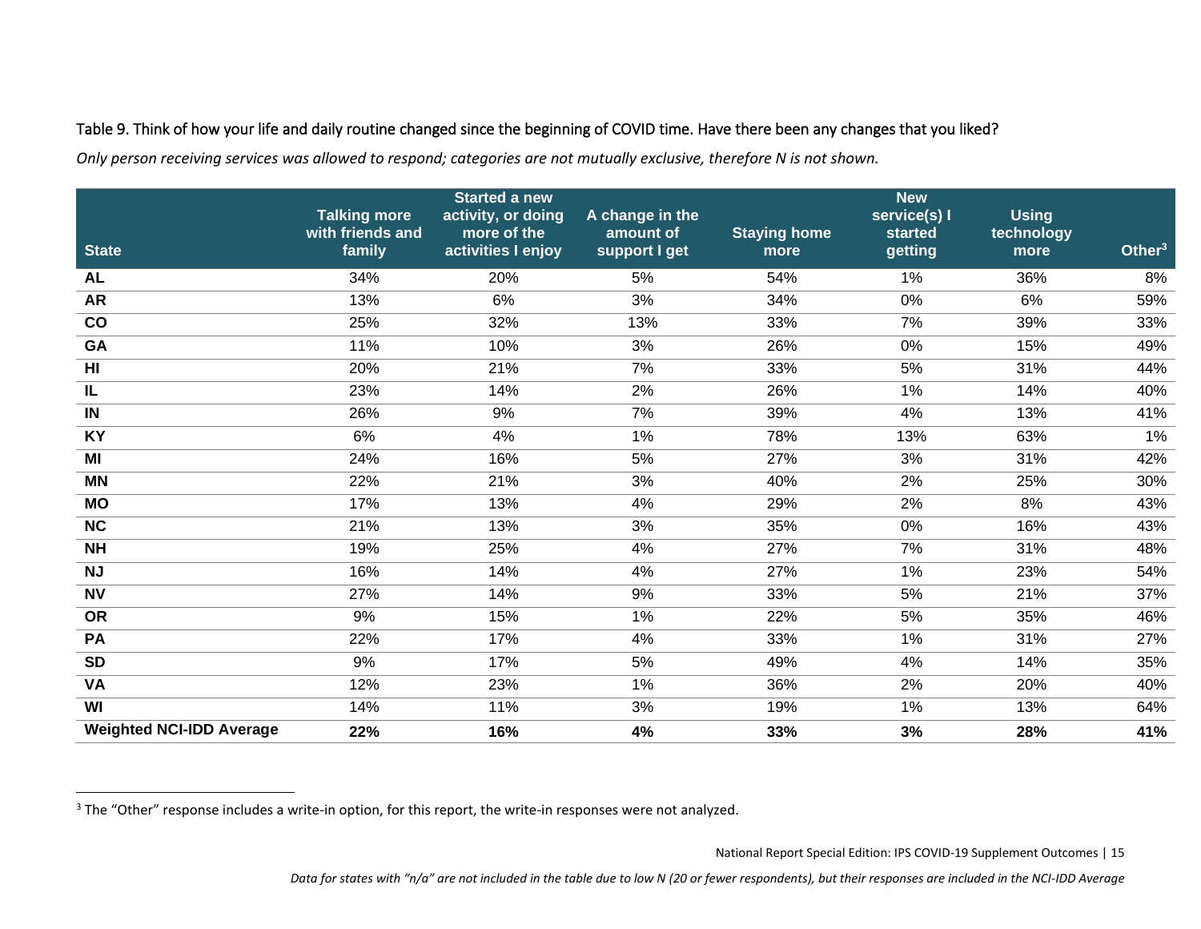Table 9. Think of how your life and daily routine changed since the beginning of COVID time. Have there been any changes that you liked?

*Only person receiving services was allowed to respond; categories are not mutually exclusive, therefore N is not shown.*

| State | Talking more with friends and family | Started a new activity, or doing more of the activities I enjoy | A change in the amount of support I get | Staying home more | New service(s) I started getting | Using technology more | Other[3] |
|---|---|---|---|---|---|---|---|
| AL | 34% | 20% | 5% | 54% | 1% | 36% | 8% |
| AR | 13% | 6% | 3% | 34% | 0% | 6% | 59% |
| CO | 25% | 32% | 13% | 33% | 7% | 39% | 33% |
| GA | 11% | 10% | 3% | 26% | 0% | 15% | 49% |
| HI | 20% | 21% | 7% | 33% | 5% | 31% | 44% |
| IL | 23% | 14% | 2% | 26% | 1% | 14% | 40% |
| IN | 26% | 9% | 7% | 39% | 4% | 13% | 41% |
| KY | 6% | 4% | 1% | 78% | 13% | 63% | 1% |
| MI | 24% | 16% | 5% | 27% | 3% | 31% | 42% |
| MN | 22% | 21% | 3% | 40% | 2% | 25% | 30% |
| MO | 17% | 13% | 4% | 29% | 2% | 8% | 43% |
| NC | 21% | 13% | 3% | 35% | 0% | 16% | 43% |
| NH | 19% | 25% | 4% | 27% | 7% | 31% | 48% |
| NJ | 16% | 14% | 4% | 27% | 1% | 23% | 54% |
| NV | 27% | 14% | 9% | 33% | 5% | 21% | 37% |
| OR | 9% | 15% | 1% | 22% | 5% | 35% | 46% |
| PA | 22% | 17% | 4% | 33% | 1% | 31% | 27% |
| SD | 9% | 17% | 5% | 49% | 4% | 14% | 35% |
| VA | 12% | 23% | 1% | 36% | 2% | 20% | 40% |
| WI | 14% | 11% | 3% | 19% | 1% | 13% | 64% |
| **Weighted NCI-IDD Average** | **22%** | **16%** | **4%** | **33%** | **3%** | **28%** | **41%** |

[3] The "Other" response includes a write-in option, for this report, the write-in responses were not analyzed.

*Data for states with "n/a" are not included in the table due to low N (20 or fewer respondents), but their responses are included in the NCI-IDD Average*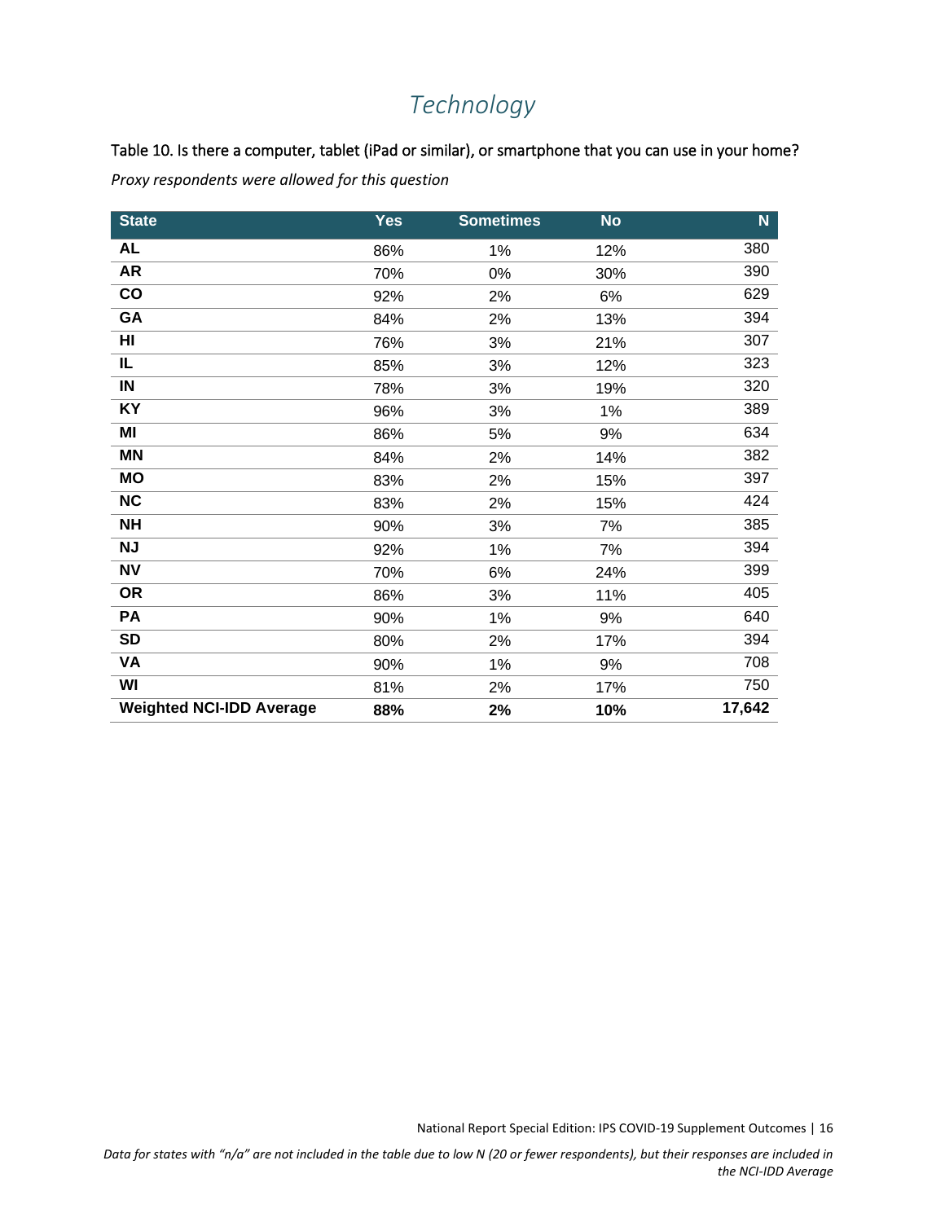# *Technology*

Table 10. Is there a computer, tablet (iPad or similar), or smartphone that you can use in your home?

*Proxy respondents were allowed for this question*

| State | Yes | Sometimes | No | N |
|---|---|---|---|---|
| **AL** | 86% | 1% | 12% | 380 |
| **AR** | 70% | 0% | 30% | 390 |
| **CO** | 92% | 2% | 6% | 629 |
| **GA** | 84% | 2% | 13% | 394 |
| **HI** | 76% | 3% | 21% | 307 |
| **IL** | 85% | 3% | 12% | 323 |
| **IN** | 78% | 3% | 19% | 320 |
| **KY** | 96% | 3% | 1% | 389 |
| **MI** | 86% | 5% | 9% | 634 |
| **MN** | 84% | 2% | 14% | 382 |
| **MO** | 83% | 2% | 15% | 397 |
| **NC** | 83% | 2% | 15% | 424 |
| **NH** | 90% | 3% | 7% | 385 |
| **NJ** | 92% | 1% | 7% | 394 |
| **NV** | 70% | 6% | 24% | 399 |
| **OR** | 86% | 3% | 11% | 405 |
| **PA** | 90% | 1% | 9% | 640 |
| **SD** | 80% | 2% | 17% | 394 |
| **VA** | 90% | 1% | 9% | 708 |
| **WI** | 81% | 2% | 17% | 750 |
| **Weighted NCI-IDD Average** | **88%** | **2%** | **10%** | **17,642** |

*Data for states with "n/a" are not included in the table due to low N (20 or fewer respondents), but their responses are included in the NCI-IDD Average*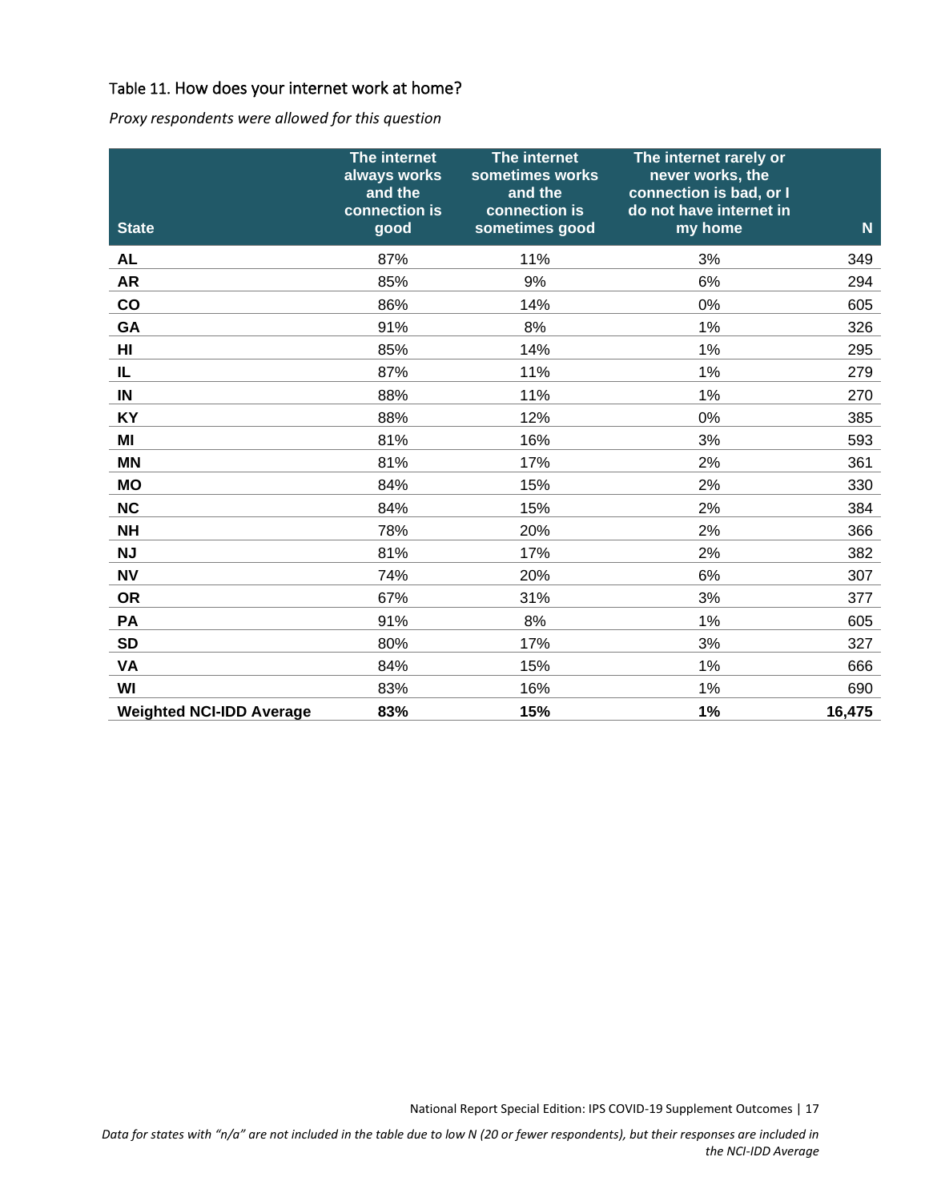Table 11. How does your internet work at home?

*Proxy respondents were allowed for this question*

| State | The internet always works and the connection is good | The internet sometimes works and the connection is sometimes good | The internet rarely or never works, the connection is bad, or I do not have internet in my home | N |
|---|---|---|---|---|
| **AL** | 87% | 11% | 3% | 349 |
| **AR** | 85% | 9% | 6% | 294 |
| **CO** | 86% | 14% | 0% | 605 |
| **GA** | 91% | 8% | 1% | 326 |
| **HI** | 85% | 14% | 1% | 295 |
| **IL** | 87% | 11% | 1% | 279 |
| **IN** | 88% | 11% | 1% | 270 |
| **KY** | 88% | 12% | 0% | 385 |
| **MI** | 81% | 16% | 3% | 593 |
| **MN** | 81% | 17% | 2% | 361 |
| **MO** | 84% | 15% | 2% | 330 |
| **NC** | 84% | 15% | 2% | 384 |
| **NH** | 78% | 20% | 2% | 366 |
| **NJ** | 81% | 17% | 2% | 382 |
| **NV** | 74% | 20% | 6% | 307 |
| **OR** | 67% | 31% | 3% | 377 |
| **PA** | 91% | 8% | 1% | 605 |
| **SD** | 80% | 17% | 3% | 327 |
| **VA** | 84% | 15% | 1% | 666 |
| **WI** | 83% | 16% | 1% | 690 |
| **Weighted NCI-IDD Average** | **83%** | **15%** | **1%** | **16,475** |

*Data for states with "n/a" are not included in the table due to low N (20 or fewer respondents), but their responses are included in the NCI-IDD Average*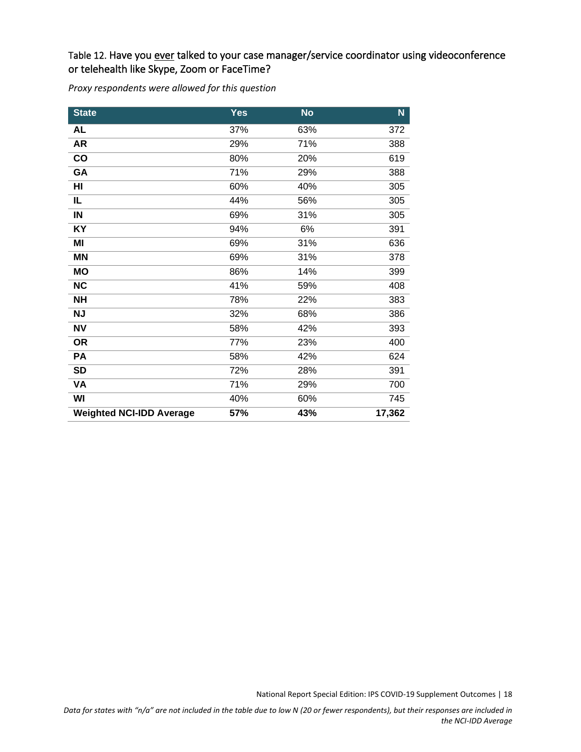Table 12. Have you <u>ever</u> talked to your case manager/service coordinator using videoconference or telehealth like Skype, Zoom or FaceTime?

*Proxy respondents were allowed for this question*

| State | Yes | No | N |
|---|---|---|---|
| **AL** | 37% | 63% | 372 |
| **AR** | 29% | 71% | 388 |
| **CO** | 80% | 20% | 619 |
| **GA** | 71% | 29% | 388 |
| **HI** | 60% | 40% | 305 |
| **IL** | 44% | 56% | 305 |
| **IN** | 69% | 31% | 305 |
| **KY** | 94% | 6% | 391 |
| **MI** | 69% | 31% | 636 |
| **MN** | 69% | 31% | 378 |
| **MO** | 86% | 14% | 399 |
| **NC** | 41% | 59% | 408 |
| **NH** | 78% | 22% | 383 |
| **NJ** | 32% | 68% | 386 |
| **NV** | 58% | 42% | 393 |
| **OR** | 77% | 23% | 400 |
| **PA** | 58% | 42% | 624 |
| **SD** | 72% | 28% | 391 |
| **VA** | 71% | 29% | 700 |
| **WI** | 40% | 60% | 745 |
| **Weighted NCI-IDD Average** | **57%** | **43%** | **17,362** |

*Data for states with "n/a" are not included in the table due to low N (20 or fewer respondents), but their responses are included in the NCI-IDD Average*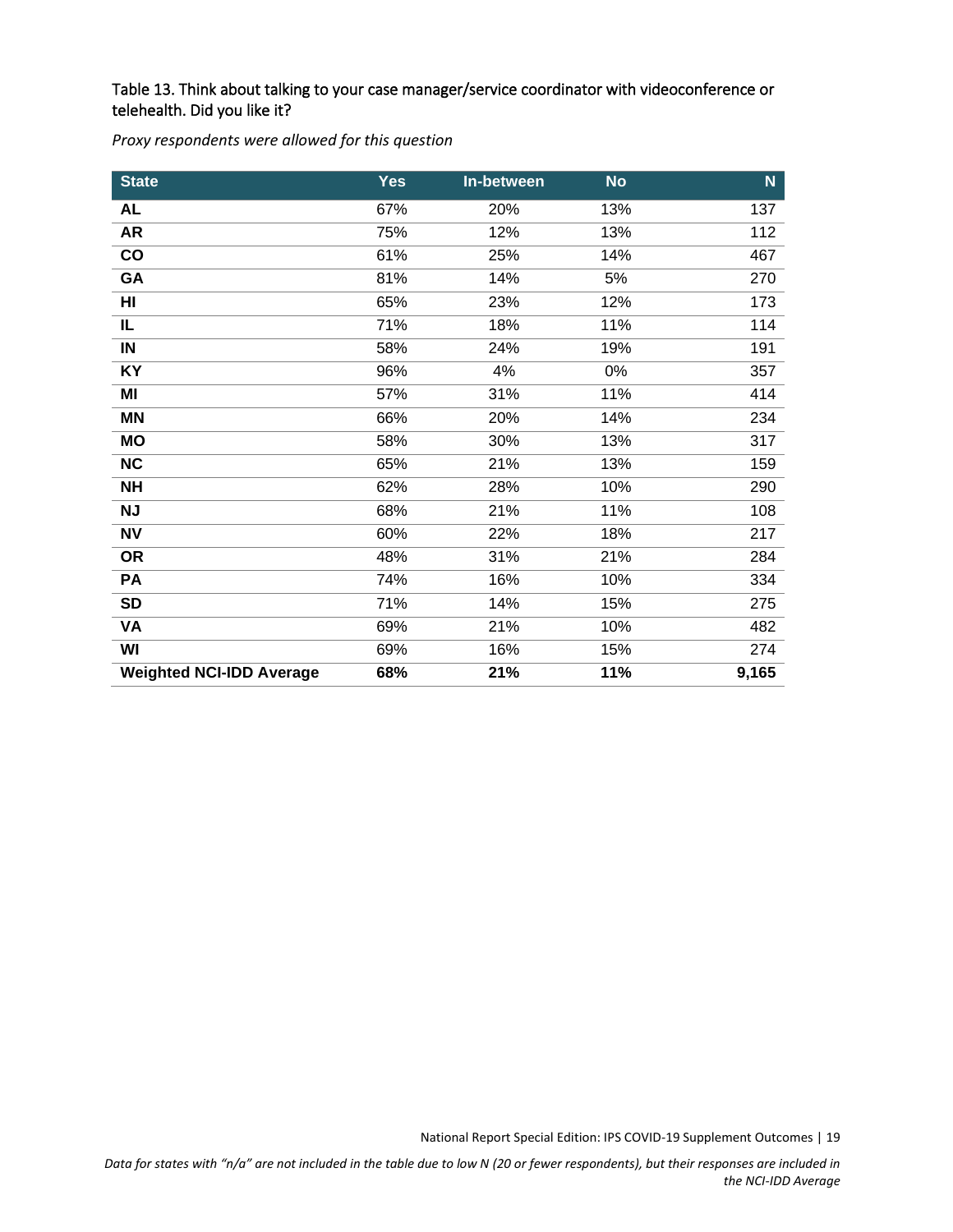Table 13. Think about talking to your case manager/service coordinator with videoconference or telehealth. Did you like it?

*Proxy respondents were allowed for this question*

| State | Yes | In-between | No | N |
|---|---|---|---|---|
| **AL** | 67% | 20% | 13% | 137 |
| **AR** | 75% | 12% | 13% | 112 |
| **CO** | 61% | 25% | 14% | 467 |
| **GA** | 81% | 14% | 5% | 270 |
| **HI** | 65% | 23% | 12% | 173 |
| **IL** | 71% | 18% | 11% | 114 |
| **IN** | 58% | 24% | 19% | 191 |
| **KY** | 96% | 4% | 0% | 357 |
| **MI** | 57% | 31% | 11% | 414 |
| **MN** | 66% | 20% | 14% | 234 |
| **MO** | 58% | 30% | 13% | 317 |
| **NC** | 65% | 21% | 13% | 159 |
| **NH** | 62% | 28% | 10% | 290 |
| **NJ** | 68% | 21% | 11% | 108 |
| **NV** | 60% | 22% | 18% | 217 |
| **OR** | 48% | 31% | 21% | 284 |
| **PA** | 74% | 16% | 10% | 334 |
| **SD** | 71% | 14% | 15% | 275 |
| **VA** | 69% | 21% | 10% | 482 |
| **WI** | 69% | 16% | 15% | 274 |
| **Weighted NCI-IDD Average** | **68%** | **21%** | **11%** | **9,165** |

*Data for states with "n/a" are not included in the table due to low N (20 or fewer respondents), but their responses are included in the NCI-IDD Average*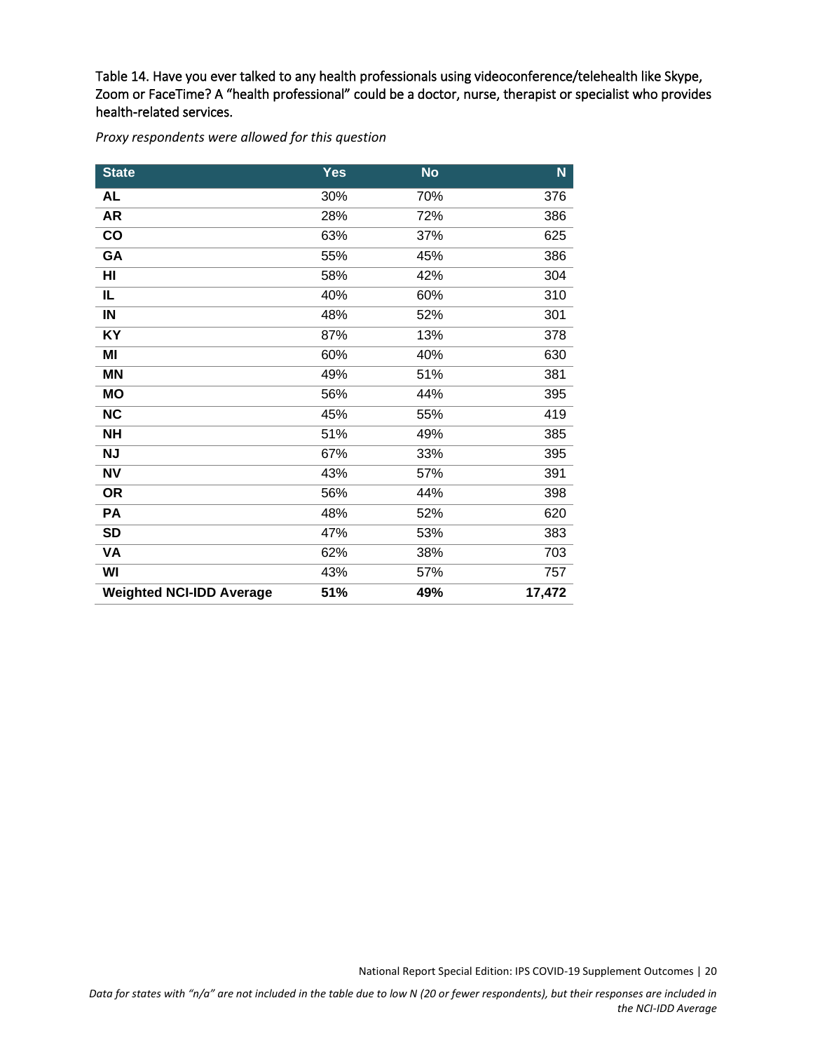Table 14. Have you ever talked to any health professionals using videoconference/telehealth like Skype, Zoom or FaceTime? A "health professional" could be a doctor, nurse, therapist or specialist who provides health-related services.

*Proxy respondents were allowed for this question*

| State | Yes | No | N |
|---|---|---|---|
| **AL** | 30% | 70% | 376 |
| **AR** | 28% | 72% | 386 |
| **CO** | 63% | 37% | 625 |
| **GA** | 55% | 45% | 386 |
| **HI** | 58% | 42% | 304 |
| **IL** | 40% | 60% | 310 |
| **IN** | 48% | 52% | 301 |
| **KY** | 87% | 13% | 378 |
| **MI** | 60% | 40% | 630 |
| **MN** | 49% | 51% | 381 |
| **MO** | 56% | 44% | 395 |
| **NC** | 45% | 55% | 419 |
| **NH** | 51% | 49% | 385 |
| **NJ** | 67% | 33% | 395 |
| **NV** | 43% | 57% | 391 |
| **OR** | 56% | 44% | 398 |
| **PA** | 48% | 52% | 620 |
| **SD** | 47% | 53% | 383 |
| **VA** | 62% | 38% | 703 |
| **WI** | 43% | 57% | 757 |
| **Weighted NCI-IDD Average** | **51%** | **49%** | **17,472** |

*Data for states with "n/a" are not included in the table due to low N (20 or fewer respondents), but their responses are included in the NCI-IDD Average*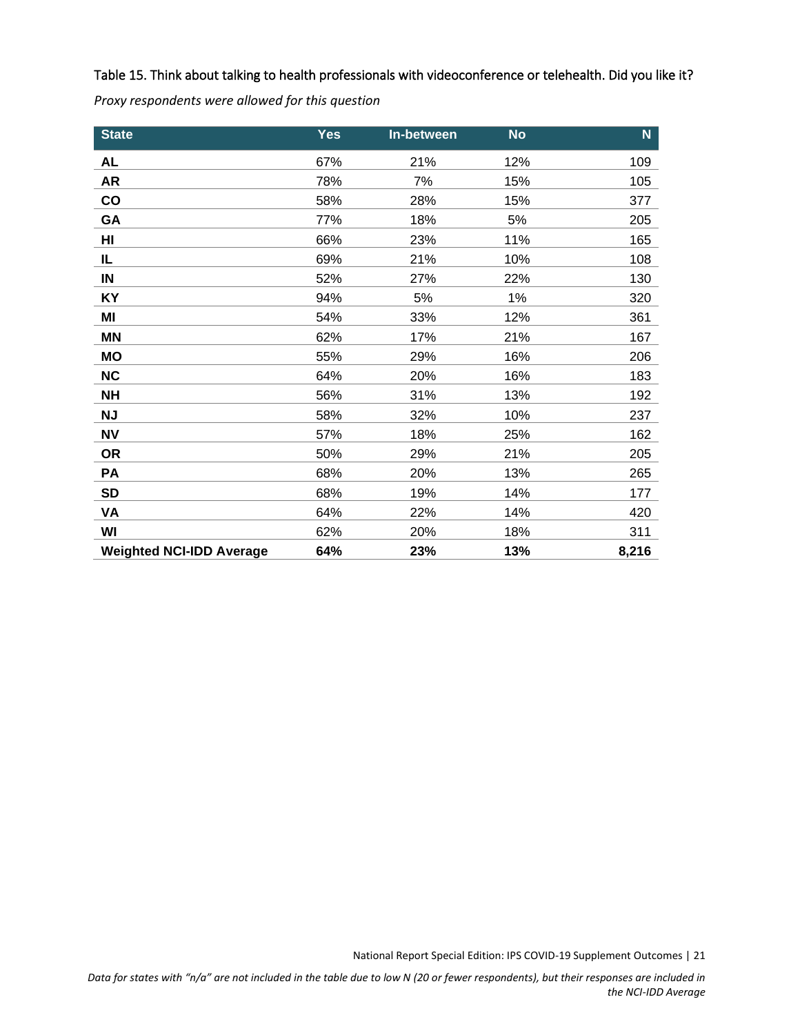Table 15. Think about talking to health professionals with videoconference or telehealth. Did you like it?

*Proxy respondents were allowed for this question*

| State | Yes | In-between | No | N |
|---|---|---|---|---|
| **AL** | 67% | 21% | 12% | 109 |
| **AR** | 78% | 7% | 15% | 105 |
| **CO** | 58% | 28% | 15% | 377 |
| **GA** | 77% | 18% | 5% | 205 |
| **HI** | 66% | 23% | 11% | 165 |
| **IL** | 69% | 21% | 10% | 108 |
| **IN** | 52% | 27% | 22% | 130 |
| **KY** | 94% | 5% | 1% | 320 |
| **MI** | 54% | 33% | 12% | 361 |
| **MN** | 62% | 17% | 21% | 167 |
| **MO** | 55% | 29% | 16% | 206 |
| **NC** | 64% | 20% | 16% | 183 |
| **NH** | 56% | 31% | 13% | 192 |
| **NJ** | 58% | 32% | 10% | 237 |
| **NV** | 57% | 18% | 25% | 162 |
| **OR** | 50% | 29% | 21% | 205 |
| **PA** | 68% | 20% | 13% | 265 |
| **SD** | 68% | 19% | 14% | 177 |
| **VA** | 64% | 22% | 14% | 420 |
| **WI** | 62% | 20% | 18% | 311 |
| **Weighted NCI-IDD Average** | **64%** | **23%** | **13%** | **8,216** |

*Data for states with "n/a" are not included in the table due to low N (20 or fewer respondents), but their responses are included in the NCI-IDD Average*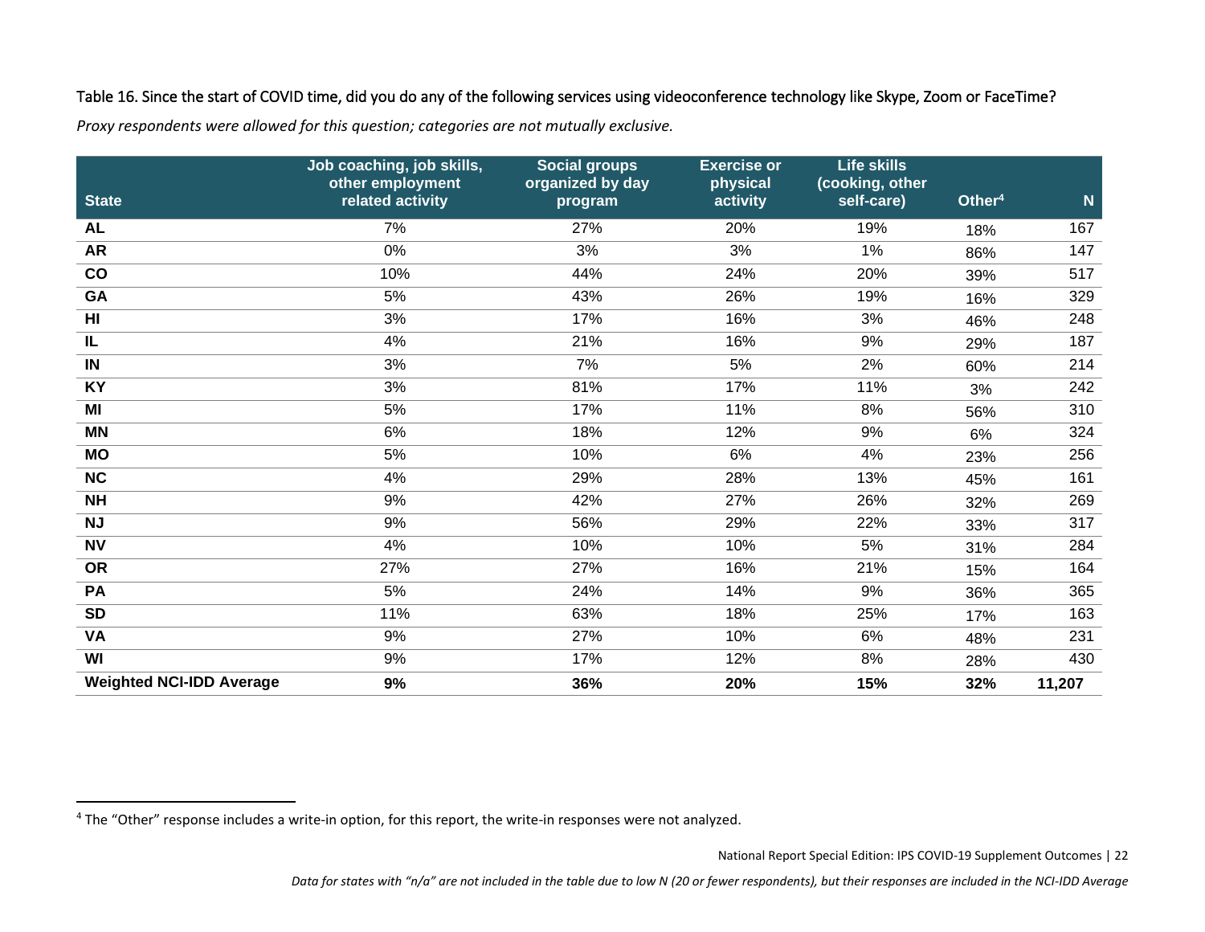Table 16. Since the start of COVID time, did you do any of the following services using videoconference technology like Skype, Zoom or FaceTime?

*Proxy respondents were allowed for this question; categories are not mutually exclusive.*

| State | Job coaching, job skills, other employment related activity | Social groups organized by day program | Exercise or physical activity | Life skills (cooking, other self-care) | Other[4] | N |
|---|---|---|---|---|---|---|
| **AL** | 7% | 27% | 20% | 19% | 18% | 167 |
| **AR** | 0% | 3% | 3% | 1% | 86% | 147 |
| **CO** | 10% | 44% | 24% | 20% | 39% | 517 |
| **GA** | 5% | 43% | 26% | 19% | 16% | 329 |
| **HI** | 3% | 17% | 16% | 3% | 46% | 248 |
| **IL** | 4% | 21% | 16% | 9% | 29% | 187 |
| **IN** | 3% | 7% | 5% | 2% | 60% | 214 |
| **KY** | 3% | 81% | 17% | 11% | 3% | 242 |
| **MI** | 5% | 17% | 11% | 8% | 56% | 310 |
| **MN** | 6% | 18% | 12% | 9% | 6% | 324 |
| **MO** | 5% | 10% | 6% | 4% | 23% | 256 |
| **NC** | 4% | 29% | 28% | 13% | 45% | 161 |
| **NH** | 9% | 42% | 27% | 26% | 32% | 269 |
| **NJ** | 9% | 56% | 29% | 22% | 33% | 317 |
| **NV** | 4% | 10% | 10% | 5% | 31% | 284 |
| **OR** | 27% | 27% | 16% | 21% | 15% | 164 |
| **PA** | 5% | 24% | 14% | 9% | 36% | 365 |
| **SD** | 11% | 63% | 18% | 25% | 17% | 163 |
| **VA** | 9% | 27% | 10% | 6% | 48% | 231 |
| **WI** | 9% | 17% | 12% | 8% | 28% | 430 |
| **Weighted NCI-IDD Average** | **9%** | **36%** | **20%** | **15%** | **32%** | **11,207** |

[4] The "Other" response includes a write-in option, for this report, the write-in responses were not analyzed.

*Data for states with "n/a" are not included in the table due to low N (20 or fewer respondents), but their responses are included in the NCI-IDD Average*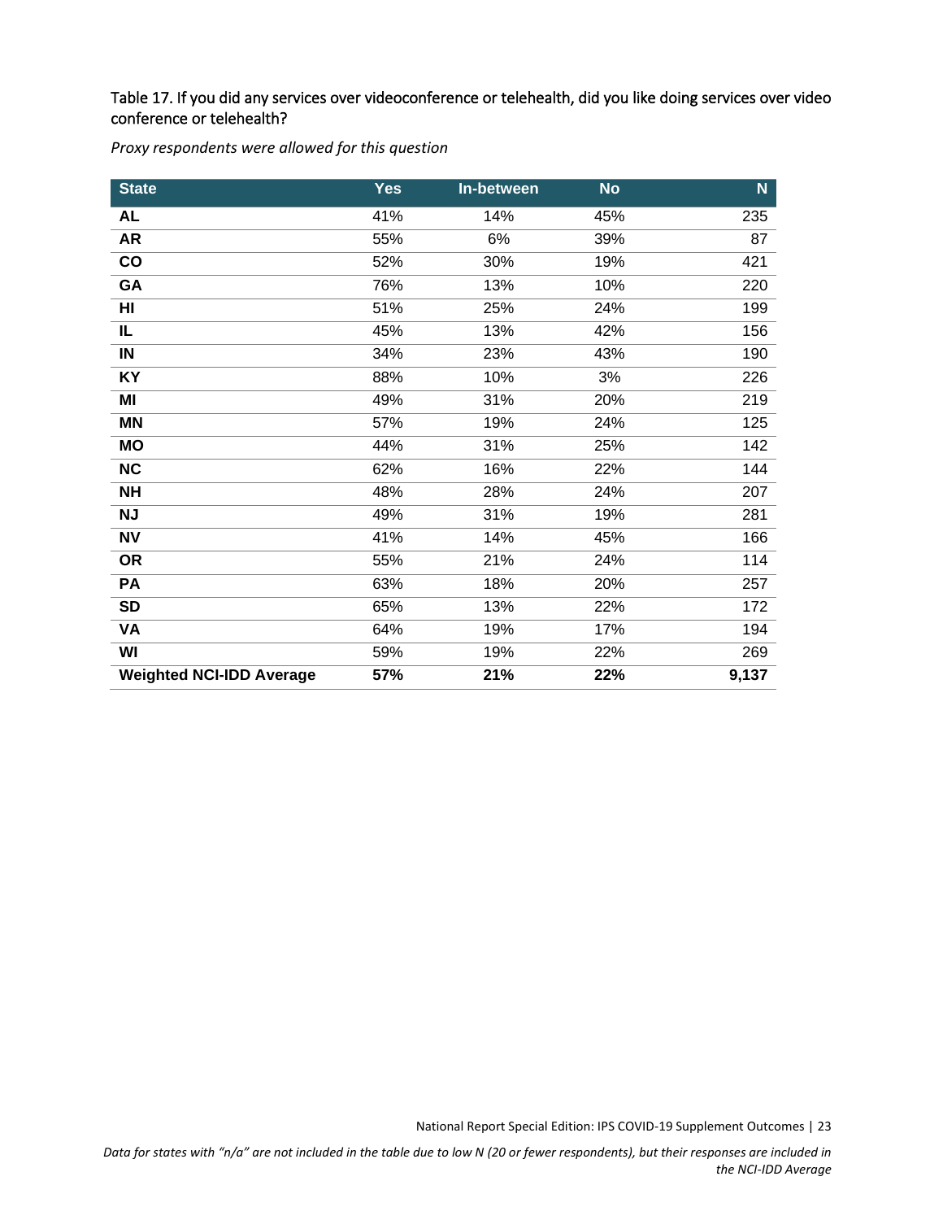Table 17. If you did any services over videoconference or telehealth, did you like doing services over video conference or telehealth?

*Proxy respondents were allowed for this question*

| State | Yes | In-between | No | N |
|---|---|---|---|---|
| **AL** | 41% | 14% | 45% | 235 |
| **AR** | 55% | 6% | 39% | 87 |
| **CO** | 52% | 30% | 19% | 421 |
| **GA** | 76% | 13% | 10% | 220 |
| **HI** | 51% | 25% | 24% | 199 |
| **IL** | 45% | 13% | 42% | 156 |
| **IN** | 34% | 23% | 43% | 190 |
| **KY** | 88% | 10% | 3% | 226 |
| **MI** | 49% | 31% | 20% | 219 |
| **MN** | 57% | 19% | 24% | 125 |
| **MO** | 44% | 31% | 25% | 142 |
| **NC** | 62% | 16% | 22% | 144 |
| **NH** | 48% | 28% | 24% | 207 |
| **NJ** | 49% | 31% | 19% | 281 |
| **NV** | 41% | 14% | 45% | 166 |
| **OR** | 55% | 21% | 24% | 114 |
| **PA** | 63% | 18% | 20% | 257 |
| **SD** | 65% | 13% | 22% | 172 |
| **VA** | 64% | 19% | 17% | 194 |
| **WI** | 59% | 19% | 22% | 269 |
| **Weighted NCI-IDD Average** | **57%** | **21%** | **22%** | **9,137** |

*Data for states with "n/a" are not included in the table due to low N (20 or fewer respondents), but their responses are included in the NCI-IDD Average*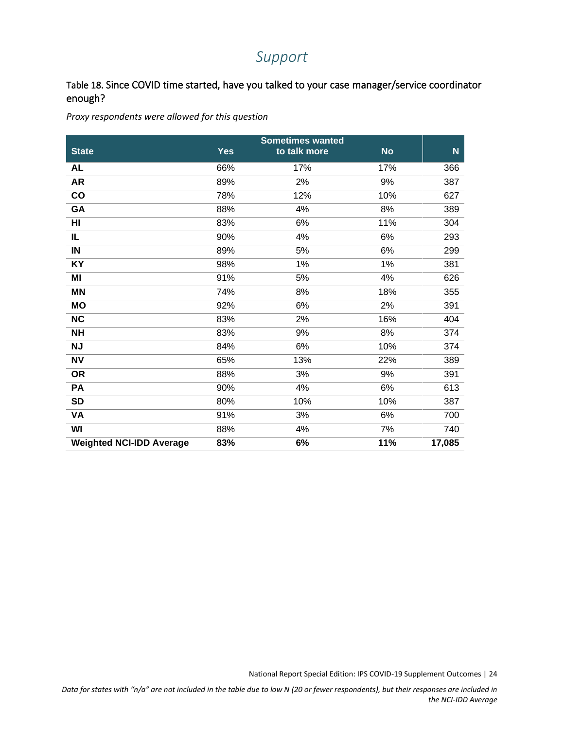# Support

Table 18. Since COVID time started, have you talked to your case manager/service coordinator enough?

*Proxy respondents were allowed for this question*

| State | Yes | Sometimes wanted to talk more | No | N |
|---|---|---|---|---|
| **AL** | 66% | 17% | 17% | 366 |
| **AR** | 89% | 2% | 9% | 387 |
| **CO** | 78% | 12% | 10% | 627 |
| **GA** | 88% | 4% | 8% | 389 |
| **HI** | 83% | 6% | 11% | 304 |
| **IL** | 90% | 4% | 6% | 293 |
| **IN** | 89% | 5% | 6% | 299 |
| **KY** | 98% | 1% | 1% | 381 |
| **MI** | 91% | 5% | 4% | 626 |
| **MN** | 74% | 8% | 18% | 355 |
| **MO** | 92% | 6% | 2% | 391 |
| **NC** | 83% | 2% | 16% | 404 |
| **NH** | 83% | 9% | 8% | 374 |
| **NJ** | 84% | 6% | 10% | 374 |
| **NV** | 65% | 13% | 22% | 389 |
| **OR** | 88% | 3% | 9% | 391 |
| **PA** | 90% | 4% | 6% | 613 |
| **SD** | 80% | 10% | 10% | 387 |
| **VA** | 91% | 3% | 6% | 700 |
| **WI** | 88% | 4% | 7% | 740 |
| **Weighted NCI-IDD Average** | **83%** | **6%** | **11%** | **17,085** |

*Data for states with "n/a" are not included in the table due to low N (20 or fewer respondents), but their responses are included in the NCI-IDD Average*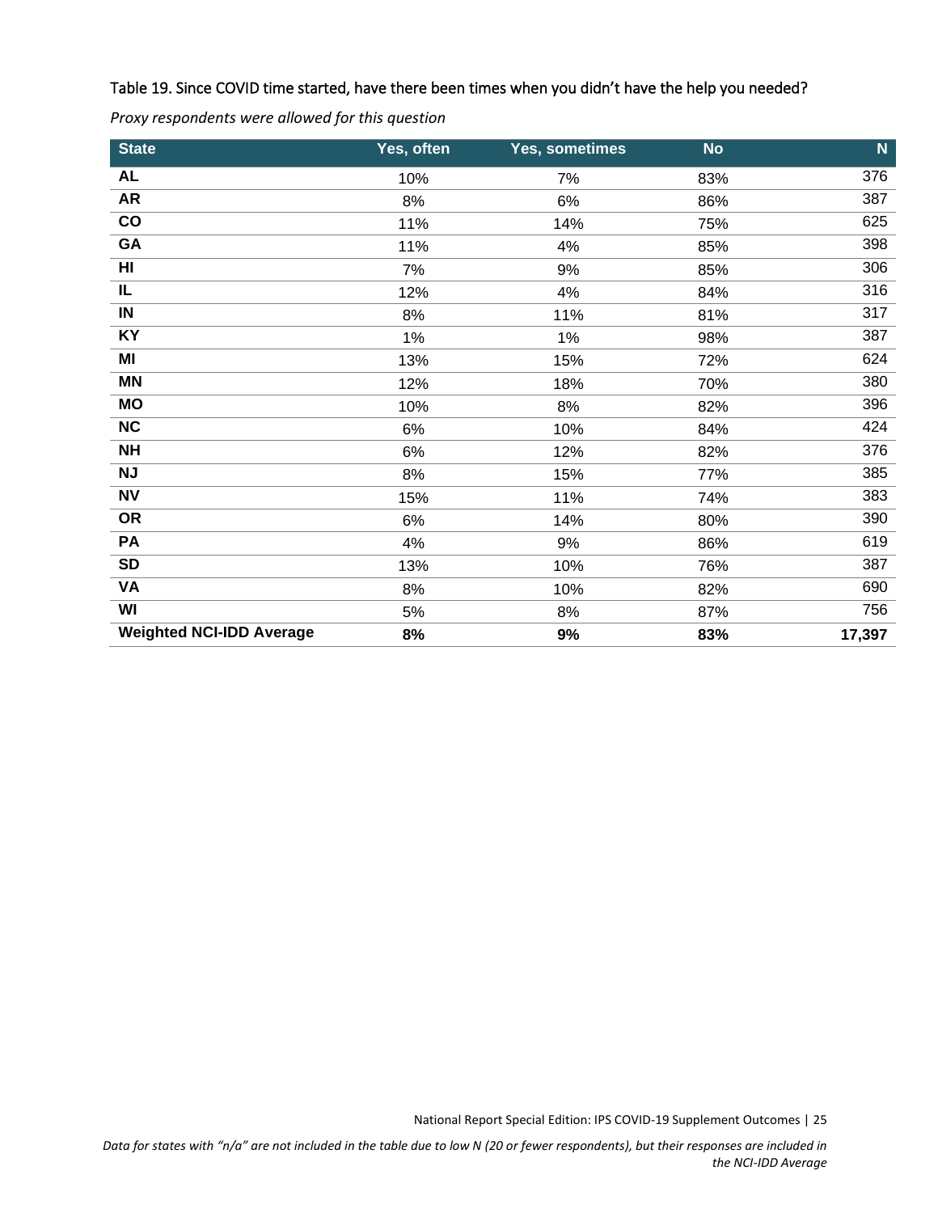Table 19. Since COVID time started, have there been times when you didn't have the help you needed?

*Proxy respondents were allowed for this question*

| State | Yes, often | Yes, sometimes | No | N |
|---|---|---|---|---|
| **AL** | 10% | 7% | 83% | 376 |
| **AR** | 8% | 6% | 86% | 387 |
| **CO** | 11% | 14% | 75% | 625 |
| **GA** | 11% | 4% | 85% | 398 |
| **HI** | 7% | 9% | 85% | 306 |
| **IL** | 12% | 4% | 84% | 316 |
| **IN** | 8% | 11% | 81% | 317 |
| **KY** | 1% | 1% | 98% | 387 |
| **MI** | 13% | 15% | 72% | 624 |
| **MN** | 12% | 18% | 70% | 380 |
| **MO** | 10% | 8% | 82% | 396 |
| **NC** | 6% | 10% | 84% | 424 |
| **NH** | 6% | 12% | 82% | 376 |
| **NJ** | 8% | 15% | 77% | 385 |
| **NV** | 15% | 11% | 74% | 383 |
| **OR** | 6% | 14% | 80% | 390 |
| **PA** | 4% | 9% | 86% | 619 |
| **SD** | 13% | 10% | 76% | 387 |
| **VA** | 8% | 10% | 82% | 690 |
| **WI** | 5% | 8% | 87% | 756 |
| **Weighted NCI-IDD Average** | **8%** | **9%** | **83%** | **17,397** |

*Data for states with "n/a" are not included in the table due to low N (20 or fewer respondents), but their responses are included in the NCI-IDD Average*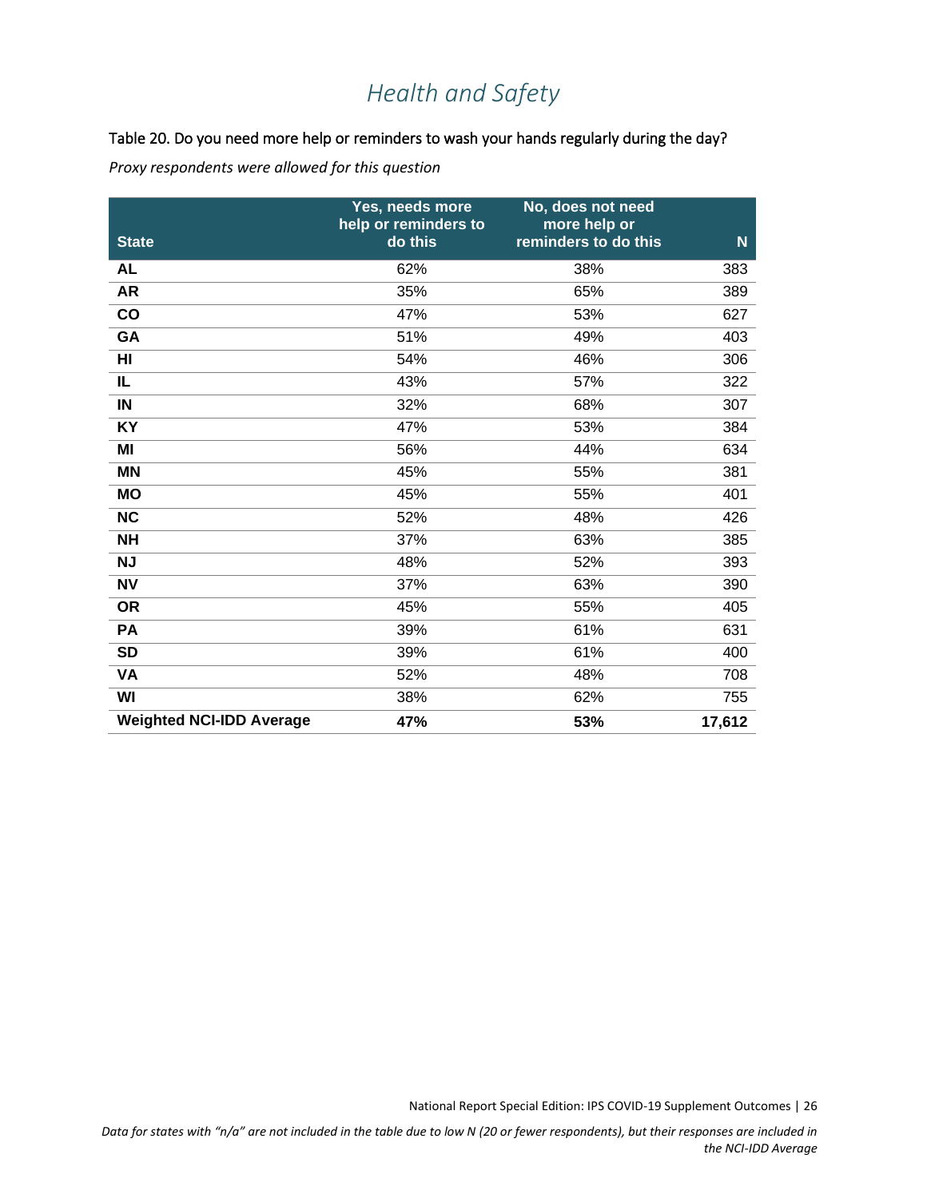# Health and Safety

Table 20. Do you need more help or reminders to wash your hands regularly during the day?

*Proxy respondents were allowed for this question*

| State | Yes, needs more help or reminders to do this | No, does not need more help or reminders to do this | N |
|---|---|---|---|
| AL | 62% | 38% | 383 |
| AR | 35% | 65% | 389 |
| CO | 47% | 53% | 627 |
| GA | 51% | 49% | 403 |
| HI | 54% | 46% | 306 |
| IL | 43% | 57% | 322 |
| IN | 32% | 68% | 307 |
| KY | 47% | 53% | 384 |
| MI | 56% | 44% | 634 |
| MN | 45% | 55% | 381 |
| MO | 45% | 55% | 401 |
| NC | 52% | 48% | 426 |
| NH | 37% | 63% | 385 |
| NJ | 48% | 52% | 393 |
| NV | 37% | 63% | 390 |
| OR | 45% | 55% | 405 |
| PA | 39% | 61% | 631 |
| SD | 39% | 61% | 400 |
| VA | 52% | 48% | 708 |
| WI | 38% | 62% | 755 |
| **Weighted NCI-IDD Average** | **47%** | **53%** | **17,612** |

*Data for states with "n/a" are not included in the table due to low N (20 or fewer respondents), but their responses are included in the NCI-IDD Average*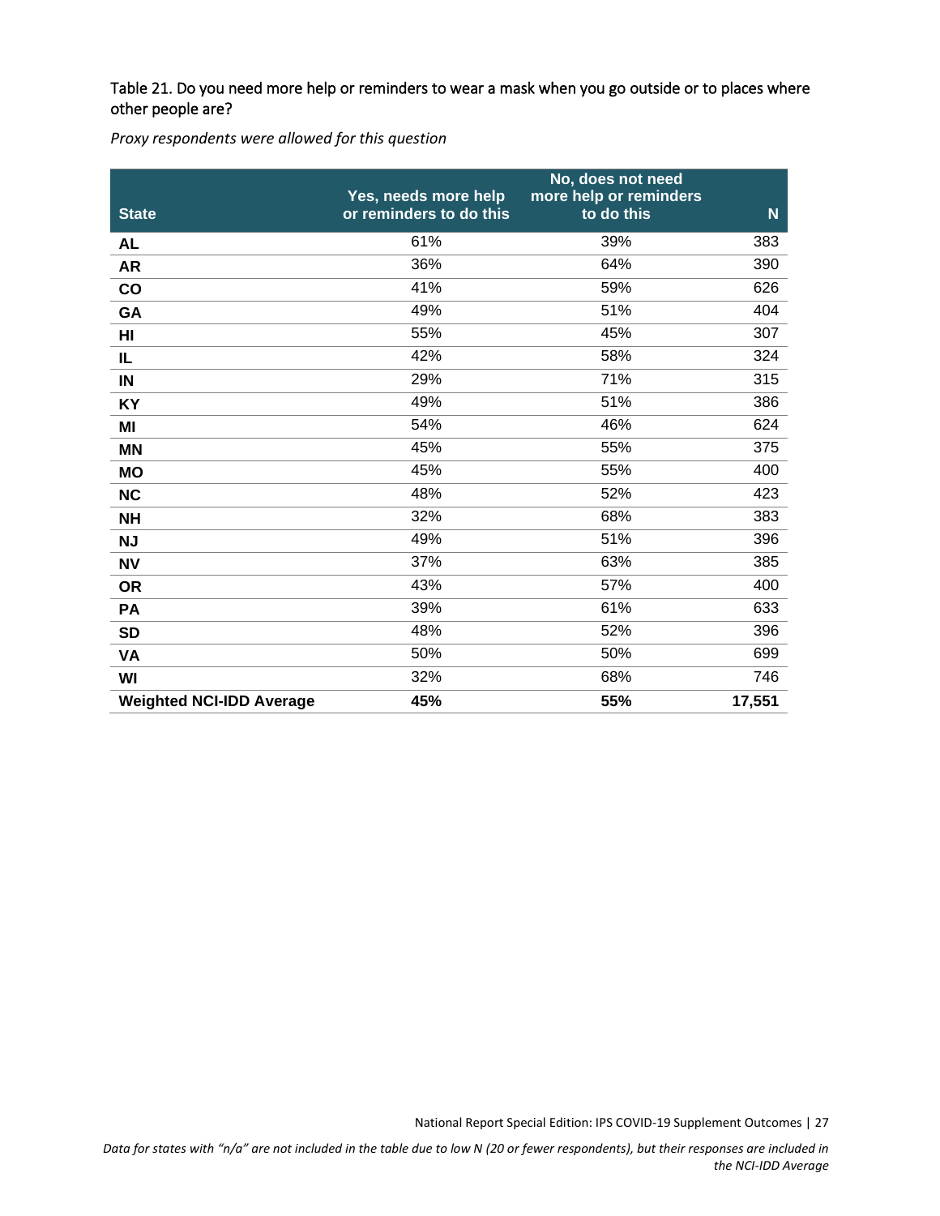Table 21. Do you need more help or reminders to wear a mask when you go outside or to places where other people are?

*Proxy respondents were allowed for this question*

| State | Yes, needs more help or reminders to do this | No, does not need more help or reminders to do this | N |
|---|---|---|---|
| **AL** | 61% | 39% | 383 |
| **AR** | 36% | 64% | 390 |
| **CO** | 41% | 59% | 626 |
| **GA** | 49% | 51% | 404 |
| **HI** | 55% | 45% | 307 |
| **IL** | 42% | 58% | 324 |
| **IN** | 29% | 71% | 315 |
| **KY** | 49% | 51% | 386 |
| **MI** | 54% | 46% | 624 |
| **MN** | 45% | 55% | 375 |
| **MO** | 45% | 55% | 400 |
| **NC** | 48% | 52% | 423 |
| **NH** | 32% | 68% | 383 |
| **NJ** | 49% | 51% | 396 |
| **NV** | 37% | 63% | 385 |
| **OR** | 43% | 57% | 400 |
| **PA** | 39% | 61% | 633 |
| **SD** | 48% | 52% | 396 |
| **VA** | 50% | 50% | 699 |
| **WI** | 32% | 68% | 746 |
| **Weighted NCI-IDD Average** | **45%** | **55%** | **17,551** |

*Data for states with "n/a" are not included in the table due to low N (20 or fewer respondents), but their responses are included in the NCI-IDD Average*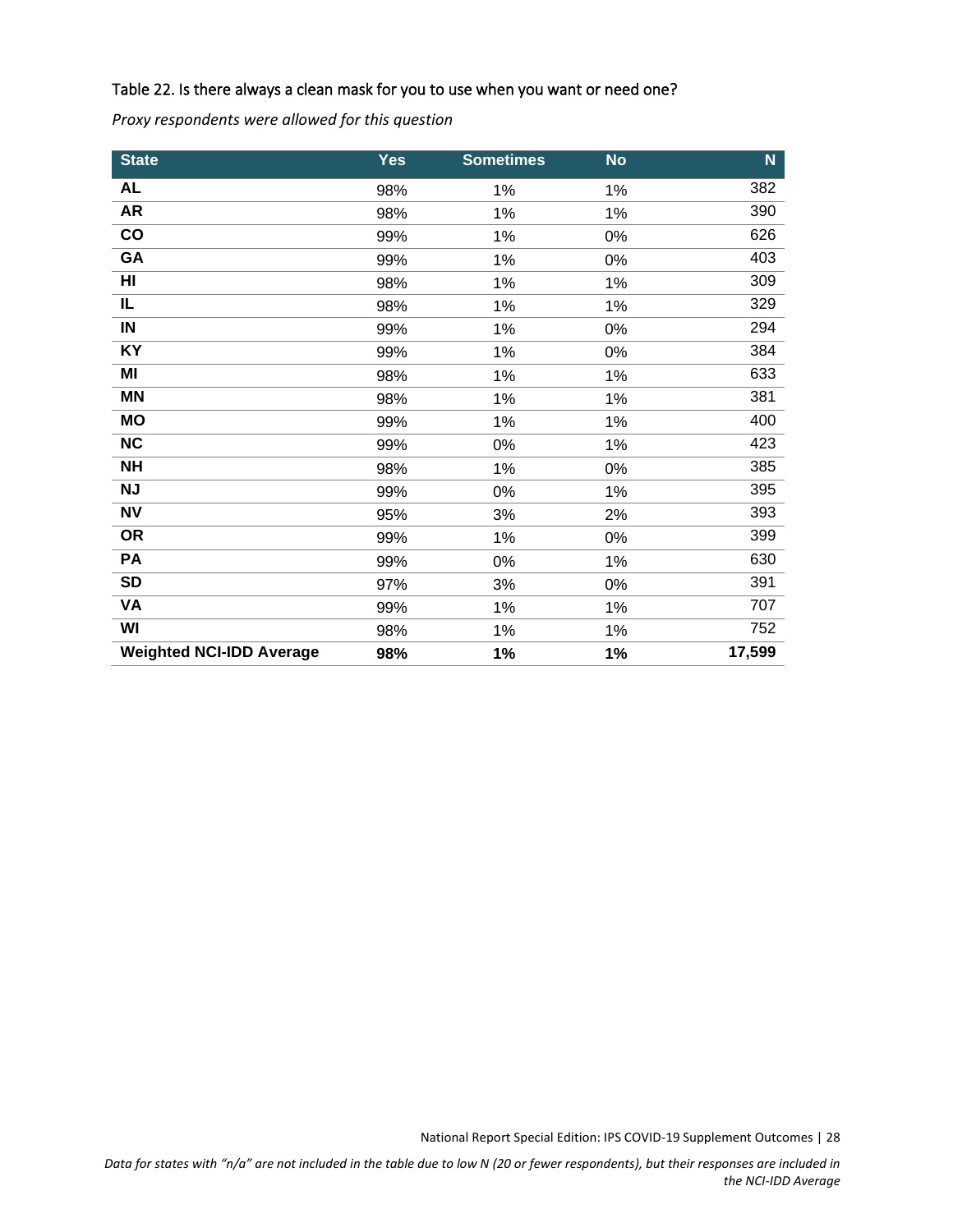Table 22. Is there always a clean mask for you to use when you want or need one?

*Proxy respondents were allowed for this question*

| State | Yes | Sometimes | No | N |
|---|---|---|---|---|
| **AL** | 98% | 1% | 1% | 382 |
| **AR** | 98% | 1% | 1% | 390 |
| **CO** | 99% | 1% | 0% | 626 |
| **GA** | 99% | 1% | 0% | 403 |
| **HI** | 98% | 1% | 1% | 309 |
| **IL** | 98% | 1% | 1% | 329 |
| **IN** | 99% | 1% | 0% | 294 |
| **KY** | 99% | 1% | 0% | 384 |
| **MI** | 98% | 1% | 1% | 633 |
| **MN** | 98% | 1% | 1% | 381 |
| **MO** | 99% | 1% | 1% | 400 |
| **NC** | 99% | 0% | 1% | 423 |
| **NH** | 98% | 1% | 0% | 385 |
| **NJ** | 99% | 0% | 1% | 395 |
| **NV** | 95% | 3% | 2% | 393 |
| **OR** | 99% | 1% | 0% | 399 |
| **PA** | 99% | 0% | 1% | 630 |
| **SD** | 97% | 3% | 0% | 391 |
| **VA** | 99% | 1% | 1% | 707 |
| **WI** | 98% | 1% | 1% | 752 |
| **Weighted NCI-IDD Average** | **98%** | **1%** | **1%** | **17,599** |

*Data for states with "n/a" are not included in the table due to low N (20 or fewer respondents), but their responses are included in the NCI-IDD Average*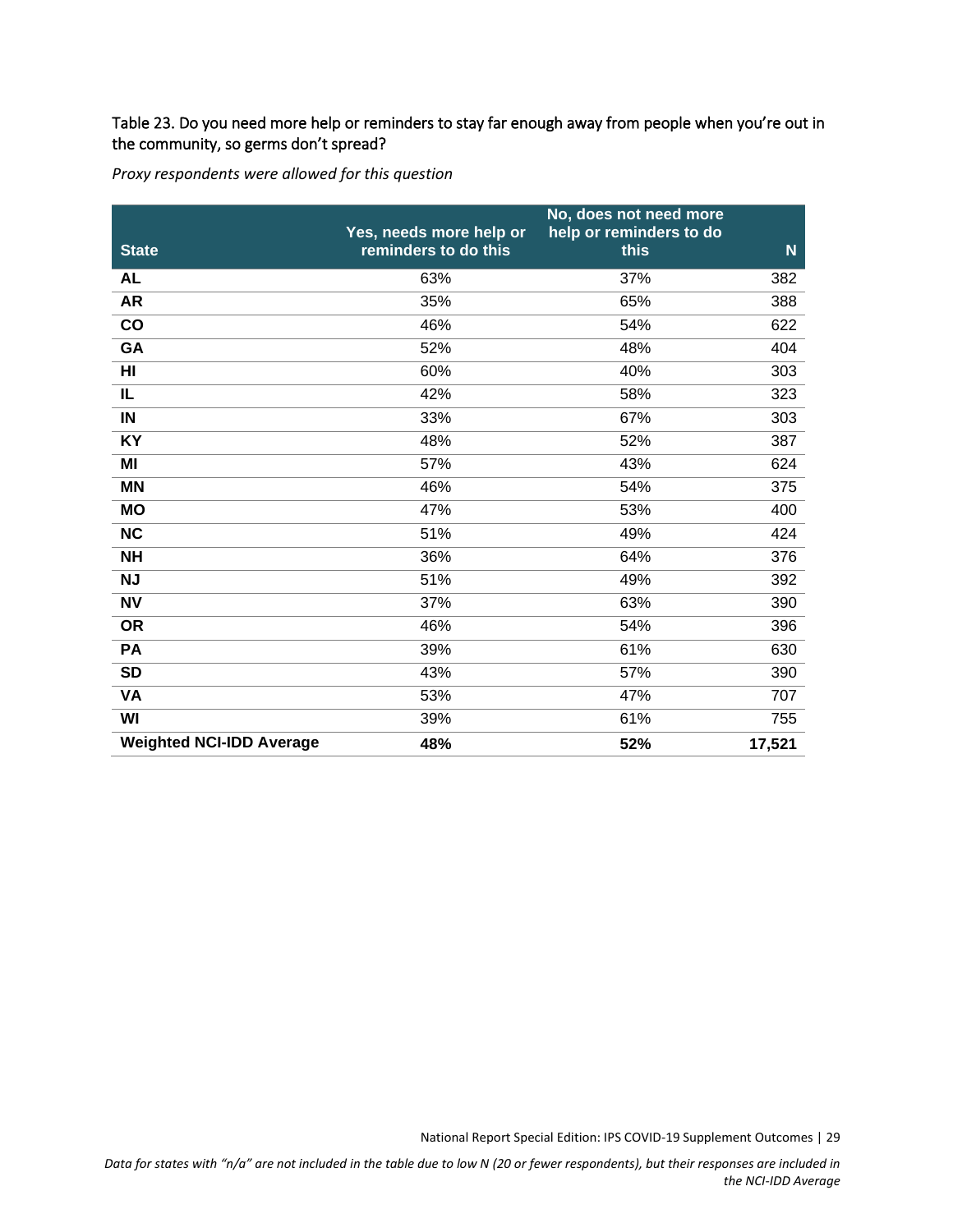Table 23. Do you need more help or reminders to stay far enough away from people when you're out in the community, so germs don't spread?

*Proxy respondents were allowed for this question*

| State | Yes, needs more help or reminders to do this | No, does not need more help or reminders to do this | N |
|---|---|---|---|
| **AL** | 63% | 37% | 382 |
| **AR** | 35% | 65% | 388 |
| **CO** | 46% | 54% | 622 |
| **GA** | 52% | 48% | 404 |
| **HI** | 60% | 40% | 303 |
| **IL** | 42% | 58% | 323 |
| **IN** | 33% | 67% | 303 |
| **KY** | 48% | 52% | 387 |
| **MI** | 57% | 43% | 624 |
| **MN** | 46% | 54% | 375 |
| **MO** | 47% | 53% | 400 |
| **NC** | 51% | 49% | 424 |
| **NH** | 36% | 64% | 376 |
| **NJ** | 51% | 49% | 392 |
| **NV** | 37% | 63% | 390 |
| **OR** | 46% | 54% | 396 |
| **PA** | 39% | 61% | 630 |
| **SD** | 43% | 57% | 390 |
| **VA** | 53% | 47% | 707 |
| **WI** | 39% | 61% | 755 |
| **Weighted NCI-IDD Average** | **48%** | **52%** | **17,521** |

*Data for states with "n/a" are not included in the table due to low N (20 or fewer respondents), but their responses are included in the NCI-IDD Average*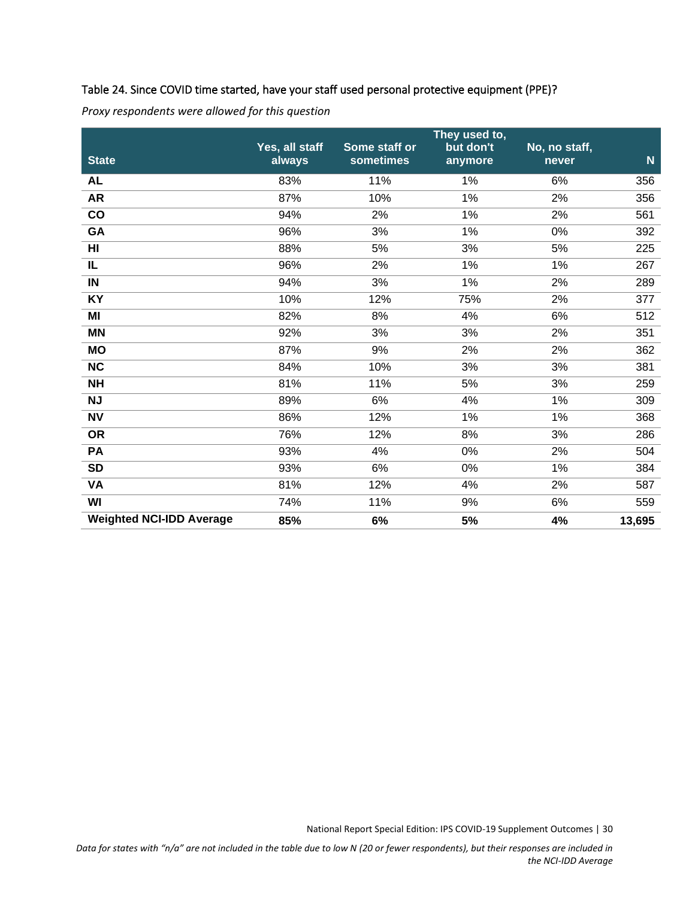Table 24. Since COVID time started, have your staff used personal protective equipment (PPE)?

*Proxy respondents were allowed for this question*

| State | Yes, all staff always | Some staff or sometimes | They used to, but don't anymore | No, no staff, never | N |
|---|---|---|---|---|---|
| AL | 83% | 11% | 1% | 6% | 356 |
| AR | 87% | 10% | 1% | 2% | 356 |
| CO | 94% | 2% | 1% | 2% | 561 |
| GA | 96% | 3% | 1% | 0% | 392 |
| HI | 88% | 5% | 3% | 5% | 225 |
| IL | 96% | 2% | 1% | 1% | 267 |
| IN | 94% | 3% | 1% | 2% | 289 |
| KY | 10% | 12% | 75% | 2% | 377 |
| MI | 82% | 8% | 4% | 6% | 512 |
| MN | 92% | 3% | 3% | 2% | 351 |
| MO | 87% | 9% | 2% | 2% | 362 |
| NC | 84% | 10% | 3% | 3% | 381 |
| NH | 81% | 11% | 5% | 3% | 259 |
| NJ | 89% | 6% | 4% | 1% | 309 |
| NV | 86% | 12% | 1% | 1% | 368 |
| OR | 76% | 12% | 8% | 3% | 286 |
| PA | 93% | 4% | 0% | 2% | 504 |
| SD | 93% | 6% | 0% | 1% | 384 |
| VA | 81% | 12% | 4% | 2% | 587 |
| WI | 74% | 11% | 9% | 6% | 559 |
| **Weighted NCI-IDD Average** | **85%** | **6%** | **5%** | **4%** | **13,695** |

*Data for states with "n/a" are not included in the table due to low N (20 or fewer respondents), but their responses are included in the NCI-IDD Average*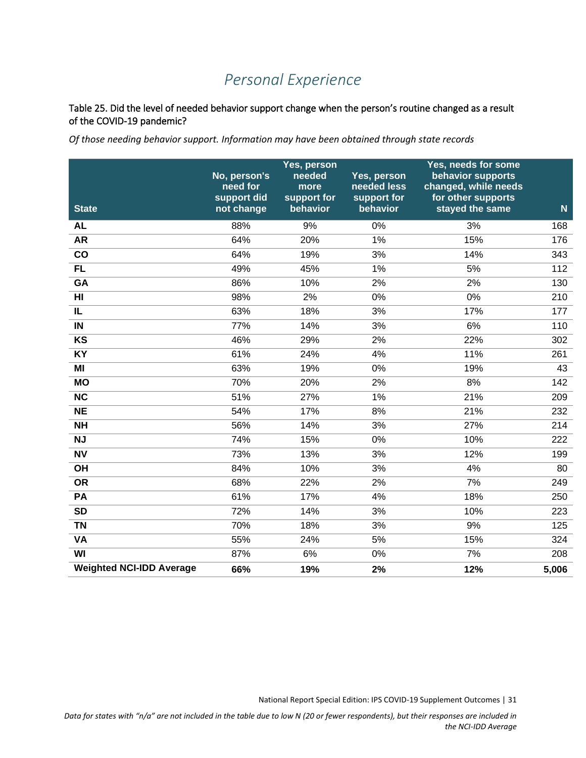# *Personal Experience*

Table 25. Did the level of needed behavior support change when the person's routine changed as a result of the COVID-19 pandemic?

*Of those needing behavior support. Information may have been obtained through state records*

| State | No, person's need for support did not change | Yes, person needed more support for behavior | Yes, person needed less support for behavior | Yes, needs for some behavior supports changed, while needs for other supports stayed the same | N |
|---|---|---|---|---|---|
| **AL** | 88% | 9% | 0% | 3% | 168 |
| **AR** | 64% | 20% | 1% | 15% | 176 |
| **CO** | 64% | 19% | 3% | 14% | 343 |
| **FL** | 49% | 45% | 1% | 5% | 112 |
| **GA** | 86% | 10% | 2% | 2% | 130 |
| **HI** | 98% | 2% | 0% | 0% | 210 |
| **IL** | 63% | 18% | 3% | 17% | 177 |
| **IN** | 77% | 14% | 3% | 6% | 110 |
| **KS** | 46% | 29% | 2% | 22% | 302 |
| **KY** | 61% | 24% | 4% | 11% | 261 |
| **MI** | 63% | 19% | 0% | 19% | 43 |
| **MO** | 70% | 20% | 2% | 8% | 142 |
| **NC** | 51% | 27% | 1% | 21% | 209 |
| **NE** | 54% | 17% | 8% | 21% | 232 |
| **NH** | 56% | 14% | 3% | 27% | 214 |
| **NJ** | 74% | 15% | 0% | 10% | 222 |
| **NV** | 73% | 13% | 3% | 12% | 199 |
| **OH** | 84% | 10% | 3% | 4% | 80 |
| **OR** | 68% | 22% | 2% | 7% | 249 |
| **PA** | 61% | 17% | 4% | 18% | 250 |
| **SD** | 72% | 14% | 3% | 10% | 223 |
| **TN** | 70% | 18% | 3% | 9% | 125 |
| **VA** | 55% | 24% | 5% | 15% | 324 |
| **WI** | 87% | 6% | 0% | 7% | 208 |
| **Weighted NCI-IDD Average** | **66%** | **19%** | **2%** | **12%** | **5,006** |

*Data for states with "n/a" are not included in the table due to low N (20 or fewer respondents), but their responses are included in the NCI-IDD Average*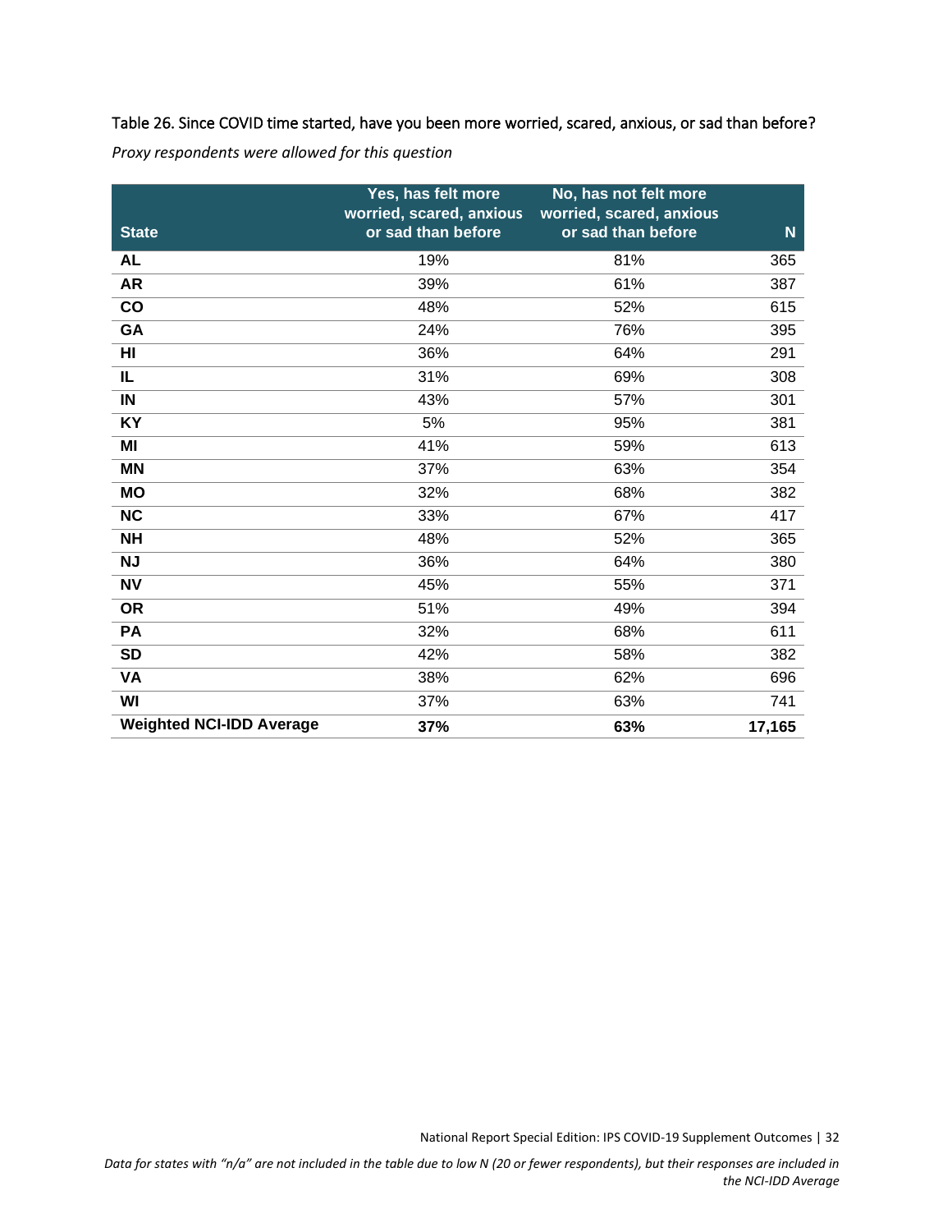Table 26. Since COVID time started, have you been more worried, scared, anxious, or sad than before?

*Proxy respondents were allowed for this question*

| State | Yes, has felt more worried, scared, anxious or sad than before | No, has not felt more worried, scared, anxious or sad than before | N |
|---|---|---|---|
| **AL** | 19% | 81% | 365 |
| **AR** | 39% | 61% | 387 |
| **CO** | 48% | 52% | 615 |
| **GA** | 24% | 76% | 395 |
| **HI** | 36% | 64% | 291 |
| **IL** | 31% | 69% | 308 |
| **IN** | 43% | 57% | 301 |
| **KY** | 5% | 95% | 381 |
| **MI** | 41% | 59% | 613 |
| **MN** | 37% | 63% | 354 |
| **MO** | 32% | 68% | 382 |
| **NC** | 33% | 67% | 417 |
| **NH** | 48% | 52% | 365 |
| **NJ** | 36% | 64% | 380 |
| **NV** | 45% | 55% | 371 |
| **OR** | 51% | 49% | 394 |
| **PA** | 32% | 68% | 611 |
| **SD** | 42% | 58% | 382 |
| **VA** | 38% | 62% | 696 |
| **WI** | 37% | 63% | 741 |
| **Weighted NCI-IDD Average** | **37%** | **63%** | **17,165** |

*Data for states with "n/a" are not included in the table due to low N (20 or fewer respondents), but their responses are included in the NCI-IDD Average*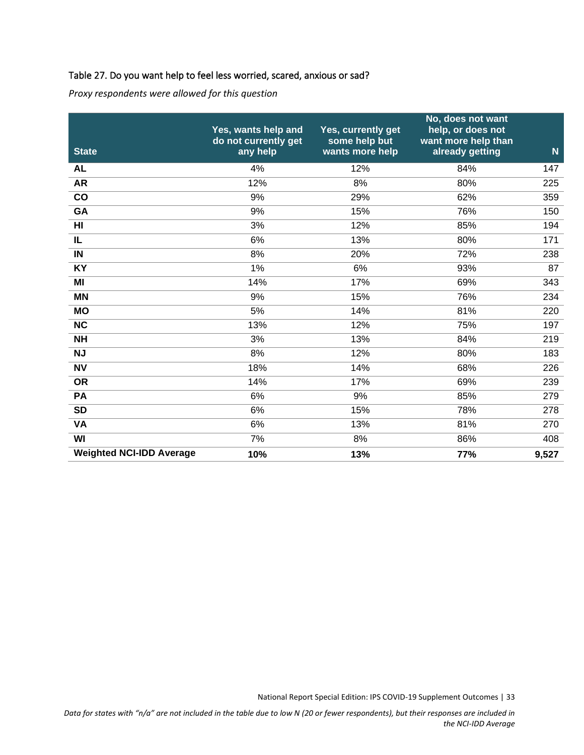Table 27. Do you want help to feel less worried, scared, anxious or sad?

*Proxy respondents were allowed for this question*

| State | Yes, wants help and do not currently get any help | Yes, currently get some help but wants more help | No, does not want help, or does not want more help than already getting | N |
|---|---|---|---|---|
| **AL** | 4% | 12% | 84% | 147 |
| **AR** | 12% | 8% | 80% | 225 |
| **CO** | 9% | 29% | 62% | 359 |
| **GA** | 9% | 15% | 76% | 150 |
| **HI** | 3% | 12% | 85% | 194 |
| **IL** | 6% | 13% | 80% | 171 |
| **IN** | 8% | 20% | 72% | 238 |
| **KY** | 1% | 6% | 93% | 87 |
| **MI** | 14% | 17% | 69% | 343 |
| **MN** | 9% | 15% | 76% | 234 |
| **MO** | 5% | 14% | 81% | 220 |
| **NC** | 13% | 12% | 75% | 197 |
| **NH** | 3% | 13% | 84% | 219 |
| **NJ** | 8% | 12% | 80% | 183 |
| **NV** | 18% | 14% | 68% | 226 |
| **OR** | 14% | 17% | 69% | 239 |
| **PA** | 6% | 9% | 85% | 279 |
| **SD** | 6% | 15% | 78% | 278 |
| **VA** | 6% | 13% | 81% | 270 |
| **WI** | 7% | 8% | 86% | 408 |
| **Weighted NCI-IDD Average** | **10%** | **13%** | **77%** | **9,527** |

*Data for states with "n/a" are not included in the table due to low N (20 or fewer respondents), but their responses are included in the NCI-IDD Average*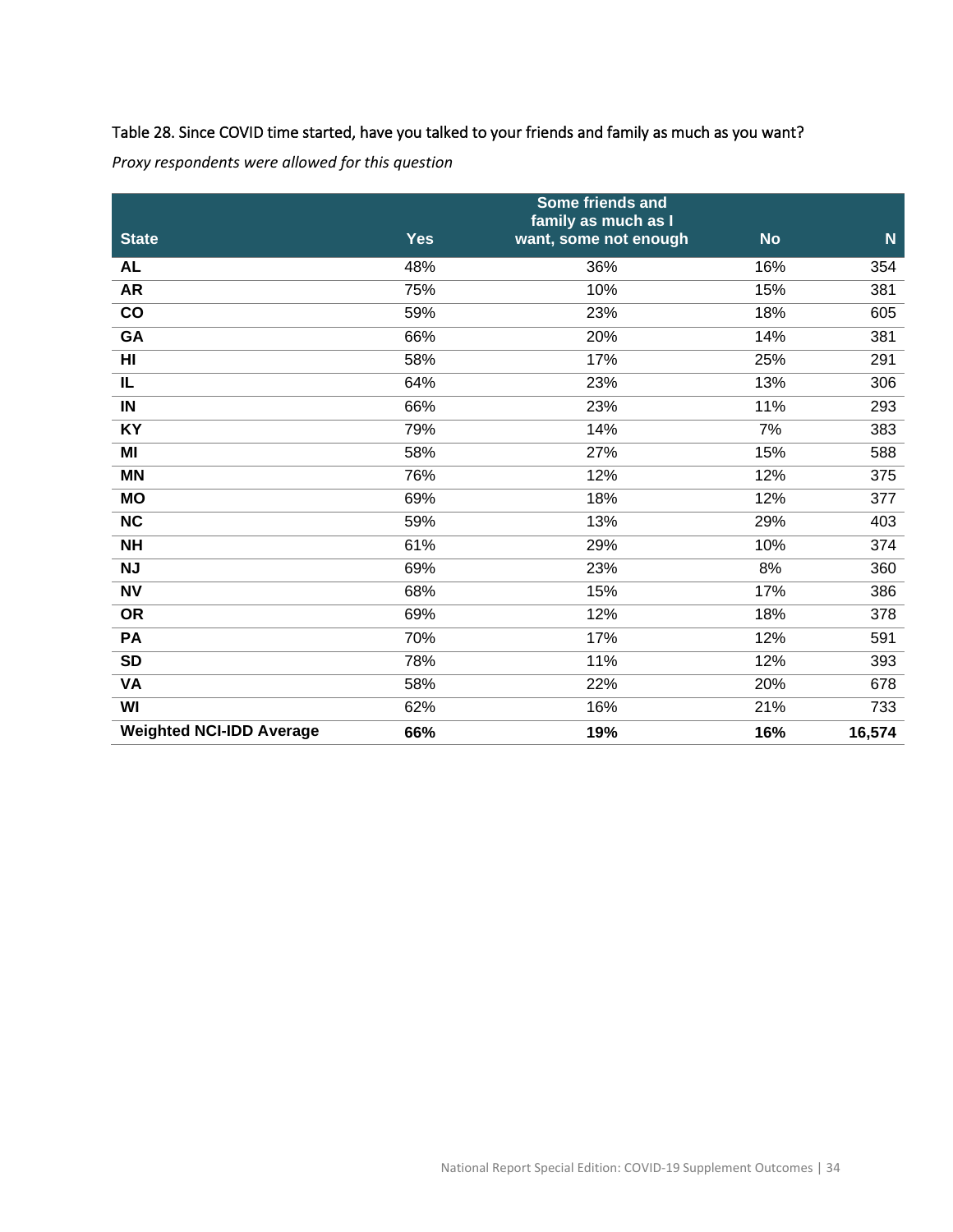Table 28. Since COVID time started, have you talked to your friends and family as much as you want?

*Proxy respondents were allowed for this question*

| State | Yes | Some friends and family as much as I want, some not enough | No | N |
|---|---|---|---|---|
| AL | 48% | 36% | 16% | 354 |
| AR | 75% | 10% | 15% | 381 |
| CO | 59% | 23% | 18% | 605 |
| GA | 66% | 20% | 14% | 381 |
| HI | 58% | 17% | 25% | 291 |
| IL | 64% | 23% | 13% | 306 |
| IN | 66% | 23% | 11% | 293 |
| KY | 79% | 14% | 7% | 383 |
| MI | 58% | 27% | 15% | 588 |
| MN | 76% | 12% | 12% | 375 |
| MO | 69% | 18% | 12% | 377 |
| NC | 59% | 13% | 29% | 403 |
| NH | 61% | 29% | 10% | 374 |
| NJ | 69% | 23% | 8% | 360 |
| NV | 68% | 15% | 17% | 386 |
| OR | 69% | 12% | 18% | 378 |
| PA | 70% | 17% | 12% | 591 |
| SD | 78% | 11% | 12% | 393 |
| VA | 58% | 22% | 20% | 678 |
| WI | 62% | 16% | 21% | 733 |
| **Weighted NCI-IDD Average** | **66%** | **19%** | **16%** | **16,574** |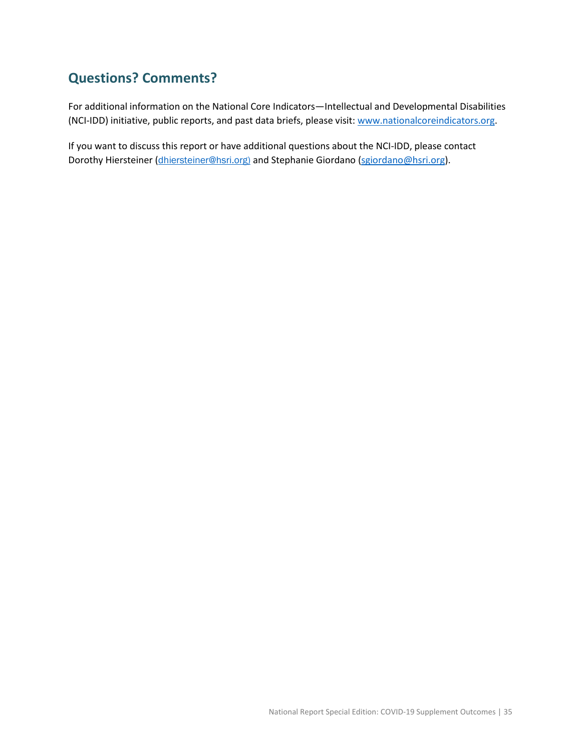## Questions? Comments?

For additional information on the National Core Indicators—Intellectual and Developmental Disabilities (NCI-IDD) initiative, public reports, and past data briefs, please visit: www.nationalcoreindicators.org.

If you want to discuss this report or have additional questions about the NCI-IDD, please contact Dorothy Hiersteiner (dhiersteiner@hsri.org) and Stephanie Giordano (sgiordano@hsri.org).